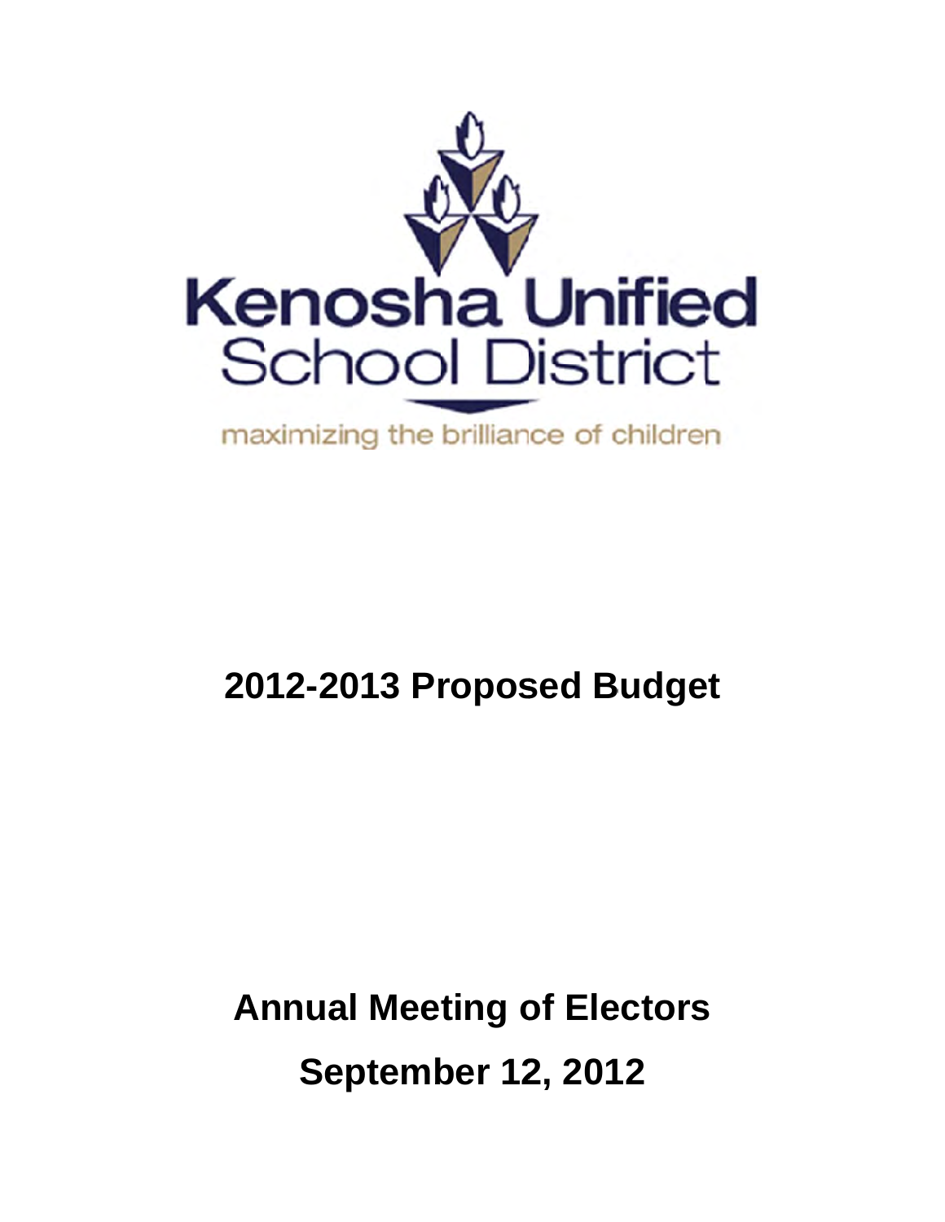Kenosha Unified School District

maximizing the brilliance of children

# 2012-2013 Proposed Budget

## Annual Meeting of Electors

## September 12, 2012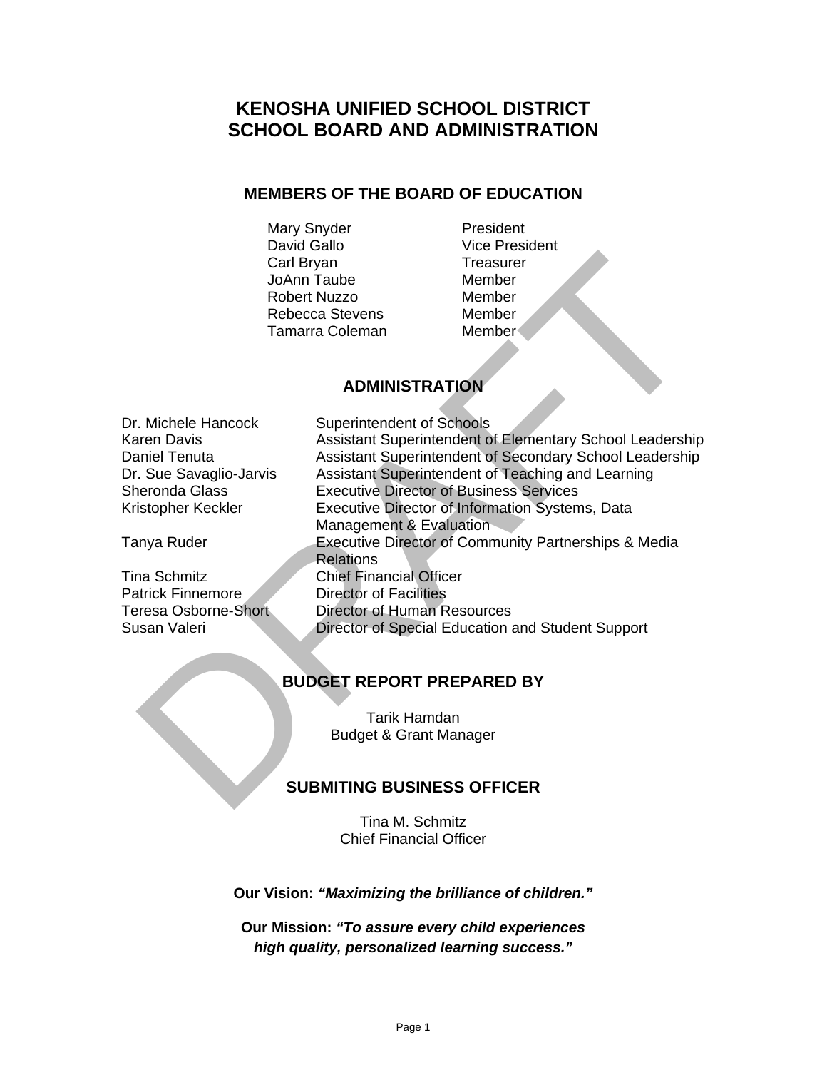# KENOSHA UNIFIED SCHOOL DISTRICT
# SCHOOL BOARD AND ADMINISTRATION

## MEMBERS OF THE BOARD OF EDUCATION

| | |
|---|---|
| Mary Snyder | President |
| David Gallo | Vice President |
| Carl Bryan | Treasurer |
| JoAnn Taube | Member |
| Robert Nuzzo | Member |
| Rebecca Stevens | Member |
| Tamarra Coleman | Member |

## ADMINISTRATION

| | |
|---|---|
| Dr. Michele Hancock | Superintendent of Schools |
| Karen Davis | Assistant Superintendent of Elementary School Leadership |
| Daniel Tenuta | Assistant Superintendent of Secondary School Leadership |
| Dr. Sue Savaglio-Jarvis | Assistant Superintendent of Teaching and Learning |
| Sheronda Glass | Executive Director of Business Services |
| Kristopher Keckler | Executive Director of Information Systems, Data Management & Evaluation |
| Tanya Ruder | Executive Director of Community Partnerships & Media Relations |
| Tina Schmitz | Chief Financial Officer |
| Patrick Finnemore | Director of Facilities |
| Teresa Osborne-Short | Director of Human Resources |
| Susan Valeri | Director of Special Education and Student Support |

## BUDGET REPORT PREPARED BY

Tarik Hamdan
Budget & Grant Manager

## SUBMITING BUSINESS OFFICER

Tina M. Schmitz
Chief Financial Officer

**Our Vision:** ***"Maximizing the brilliance of children."***

**Our Mission:** ***"To assure every child experiences high quality, personalized learning success."***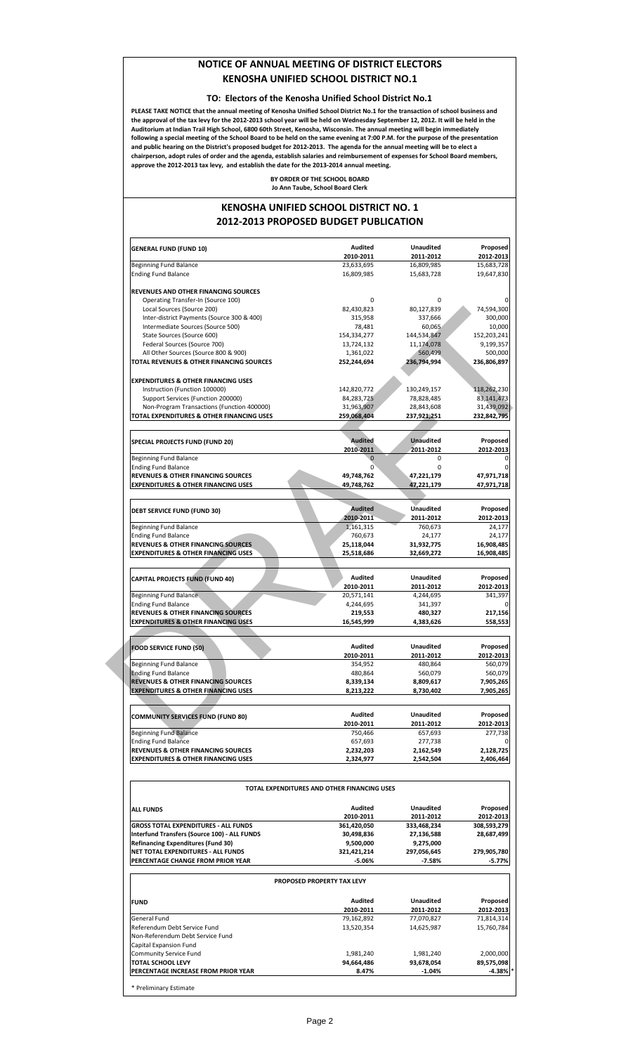# NOTICE OF ANNUAL MEETING OF DISTRICT ELECTORS
# KENOSHA UNIFIED SCHOOL DISTRICT NO.1

## TO: Electors of the Kenosha Unified School District No.1

**PLEASE TAKE NOTICE that the annual meeting of Kenosha Unified School District No.1 for the transaction of school business and the approval of the tax levy for the 2012-2013 school year will be held on Wednesday September 12, 2012. It will be held in the Auditorium at Indian Trail High School, 6800 60th Street, Kenosha, Wisconsin. The annual meeting will begin immediately following a special meeting of the School Board to be held on the same evening at 7:00 P.M. for the purpose of the presentation and public hearing on the District's proposed budget for 2012-2013. The agenda for the annual meeting will be to elect a chairperson, adopt rules of order and the agenda, establish salaries and reimbursement of expenses for School Board members, approve the 2012-2013 tax levy, and establish the date for the 2013-2014 annual meeting.**

**BY ORDER OF THE SCHOOL BOARD**
**Jo Ann Taube, School Board Clerk**

# KENOSHA UNIFIED SCHOOL DISTRICT NO. 1
# 2012-2013 PROPOSED BUDGET PUBLICATION

| GENERAL FUND (FUND 10) | Audited 2010-2011 | Unaudited 2011-2012 | Proposed 2012-2013 |
|---|---|---|---|
| Beginning Fund Balance | 23,633,695 | 16,809,985 | 15,683,728 |
| Ending Fund Balance | 16,809,985 | 15,683,728 | 19,647,830 |
| **REVENUES AND OTHER FINANCING SOURCES** | | | |
| Operating Transfer-In (Source 100) | 0 | 0 | 0 |
| Local Sources (Source 200) | 82,430,823 | 80,127,839 | 74,594,300 |
| Inter-district Payments (Source 300 & 400) | 315,958 | 337,666 | 300,000 |
| Intermediate Sources (Source 500) | 78,481 | 60,065 | 10,000 |
| State Sources (Source 600) | 154,334,277 | 144,534,847 | 152,203,241 |
| Federal Sources (Source 700) | 13,724,132 | 11,174,078 | 9,199,357 |
| All Other Sources (Source 800 & 900) | 1,361,022 | 560,499 | 500,000 |
| **TOTAL REVENUES & OTHER FINANCING SOURCES** | **252,244,694** | **236,794,994** | **236,806,897** |
| **EXPENDITURES & OTHER FINANCING USES** | | | |
| Instruction (Function 100000) | 142,820,772 | 130,249,157 | 118,262,230 |
| Support Services (Function 200000) | 84,283,725 | 78,828,485 | 83,141,473 |
| Non-Program Transactions (Function 400000) | 31,963,907 | 28,843,608 | 31,439,092 |
| **TOTAL EXPENDITURES & OTHER FINANCING USES** | **259,068,404** | **237,921,251** | **232,842,795** |

| SPECIAL PROJECTS FUND (FUND 20) | Audited 2010-2011 | Unaudited 2011-2012 | Proposed 2012-2013 |
|---|---|---|---|
| Beginning Fund Balance | 0 | 0 | 0 |
| Ending Fund Balance | 0 | 0 | 0 |
| **REVENUES & OTHER FINANCING SOURCES** | **49,748,762** | **47,221,179** | **47,971,718** |
| **EXPENDITURES & OTHER FINANCING USES** | **49,748,762** | **47,221,179** | **47,971,718** |

| DEBT SERVICE FUND (FUND 30) | Audited 2010-2011 | Unaudited 2011-2012 | Proposed 2012-2013 |
|---|---|---|---|
| Beginning Fund Balance | 1,161,315 | 760,673 | 24,177 |
| Ending Fund Balance | 760,673 | 24,177 | 24,177 |
| **REVENUES & OTHER FINANCING SOURCES** | **25,118,044** | **31,932,775** | **16,908,485** |
| **EXPENDITURES & OTHER FINANCING USES** | **25,518,686** | **32,669,272** | **16,908,485** |

| CAPITAL PROJECTS FUND (FUND 40) | Audited 2010-2011 | Unaudited 2011-2012 | Proposed 2012-2013 |
|---|---|---|---|
| Beginning Fund Balance | 20,571,141 | 4,244,695 | 341,397 |
| Ending Fund Balance | 4,244,695 | 341,397 | 0 |
| **REVENUES & OTHER FINANCING SOURCES** | **219,553** | **480,327** | **217,156** |
| **EXPENDITURES & OTHER FINANCING USES** | **16,545,999** | **4,383,626** | **558,553** |

| FOOD SERVICE FUND (50) | Audited 2010-2011 | Unaudited 2011-2012 | Proposed 2012-2013 |
|---|---|---|---|
| Beginning Fund Balance | 354,952 | 480,864 | 560,079 |
| Ending Fund Balance | 480,864 | 560,079 | 560,079 |
| **REVENUES & OTHER FINANCING SOURCES** | **8,339,134** | **8,809,617** | **7,905,265** |
| **EXPENDITURES & OTHER FINANCING USES** | **8,213,222** | **8,730,402** | **7,905,265** |

| COMMUNITY SERVICES FUND (FUND 80) | Audited 2010-2011 | Unaudited 2011-2012 | Proposed 2012-2013 |
|---|---|---|---|
| Beginning Fund Balance | 750,466 | 657,693 | 277,738 |
| Ending Fund Balance | 657,693 | 277,738 | 0 |
| **REVENUES & OTHER FINANCING SOURCES** | **2,232,203** | **2,162,549** | **2,128,725** |
| **EXPENDITURES & OTHER FINANCING USES** | **2,324,977** | **2,542,504** | **2,406,464** |

**TOTAL EXPENDITURES AND OTHER FINANCING USES**

| ALL FUNDS | Audited 2010-2011 | Unaudited 2011-2012 | Proposed 2012-2013 |
|---|---|---|---|
| **GROSS TOTAL EXPENDITURES - ALL FUNDS** | **361,420,050** | **333,468,234** | **308,593,279** |
| **Interfund Transfers (Source 100) - ALL FUNDS** | **30,498,836** | **27,136,588** | **28,687,499** |
| **Refinancing Expenditures (Fund 30)** | **9,500,000** | **9,275,000** | |
| **NET TOTAL EXPENDITURES - ALL FUNDS** | **321,421,214** | **297,056,645** | **279,905,780** |
| **PERCENTAGE CHANGE FROM PRIOR YEAR** | **-5.06%** | **-7.58%** | **-5.77%** |

**PROPOSED PROPERTY TAX LEVY**

| FUND | Audited 2010-2011 | Unaudited 2011-2012 | Proposed 2012-2013 |
|---|---|---|---|
| General Fund | 79,162,892 | 77,070,827 | 71,814,314 |
| Referendum Debt Service Fund | 13,520,354 | 14,625,987 | 15,760,784 |
| Non-Referendum Debt Service Fund | | | |
| Capital Expansion Fund | | | |
| Community Service Fund | 1,981,240 | 1,981,240 | 2,000,000 |
| **TOTAL SCHOOL LEVY** | **94,664,486** | **93,678,054** | **89,575,098** |
| **PERCENTAGE INCREASE FROM PRIOR YEAR** | **8.47%** | **-1.04%** | **-4.38%** * |

\* Preliminary Estimate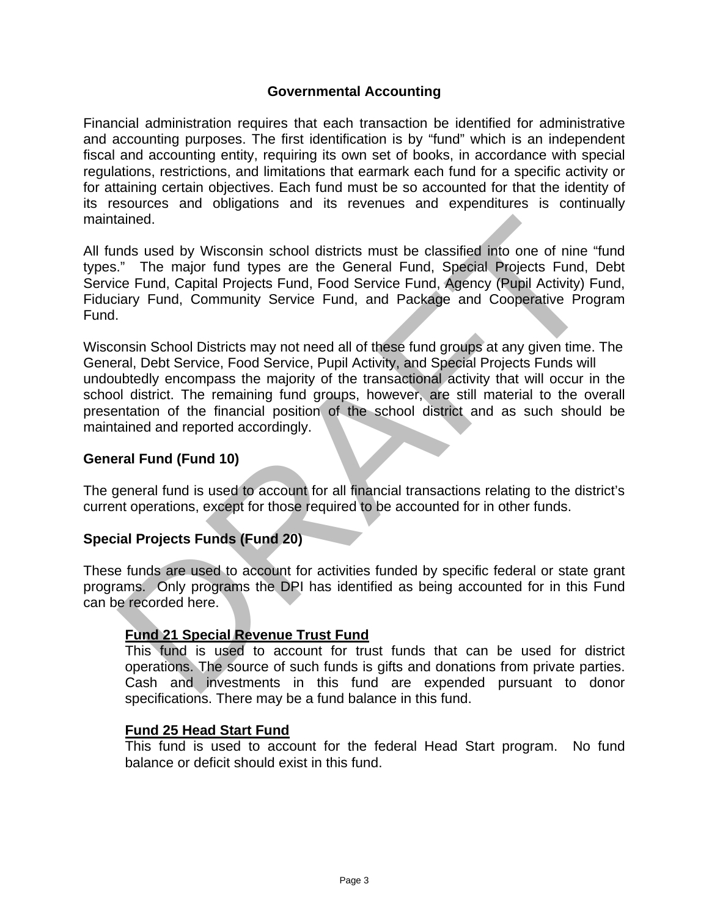## Governmental Accounting

Financial administration requires that each transaction be identified for administrative and accounting purposes. The first identification is by "fund" which is an independent fiscal and accounting entity, requiring its own set of books, in accordance with special regulations, restrictions, and limitations that earmark each fund for a specific activity or for attaining certain objectives. Each fund must be so accounted for that the identity of its resources and obligations and its revenues and expenditures is continually maintained.

All funds used by Wisconsin school districts must be classified into one of nine "fund types." The major fund types are the General Fund, Special Projects Fund, Debt Service Fund, Capital Projects Fund, Food Service Fund, Agency (Pupil Activity) Fund, Fiduciary Fund, Community Service Fund, and Package and Cooperative Program Fund.

Wisconsin School Districts may not need all of these fund groups at any given time. The General, Debt Service, Food Service, Pupil Activity, and Special Projects Funds will undoubtedly encompass the majority of the transactional activity that will occur in the school district. The remaining fund groups, however, are still material to the overall presentation of the financial position of the school district and as such should be maintained and reported accordingly.

### General Fund (Fund 10)

The general fund is used to account for all financial transactions relating to the district's current operations, except for those required to be accounted for in other funds.

### Special Projects Funds (Fund 20)

These funds are used to account for activities funded by specific federal or state grant programs. Only programs the DPI has identified as being accounted for in this Fund can be recorded here.

#### Fund 21 Special Revenue Trust Fund

This fund is used to account for trust funds that can be used for district operations. The source of such funds is gifts and donations from private parties. Cash and investments in this fund are expended pursuant to donor specifications. There may be a fund balance in this fund.

#### Fund 25 Head Start Fund

This fund is used to account for the federal Head Start program. No fund balance or deficit should exist in this fund.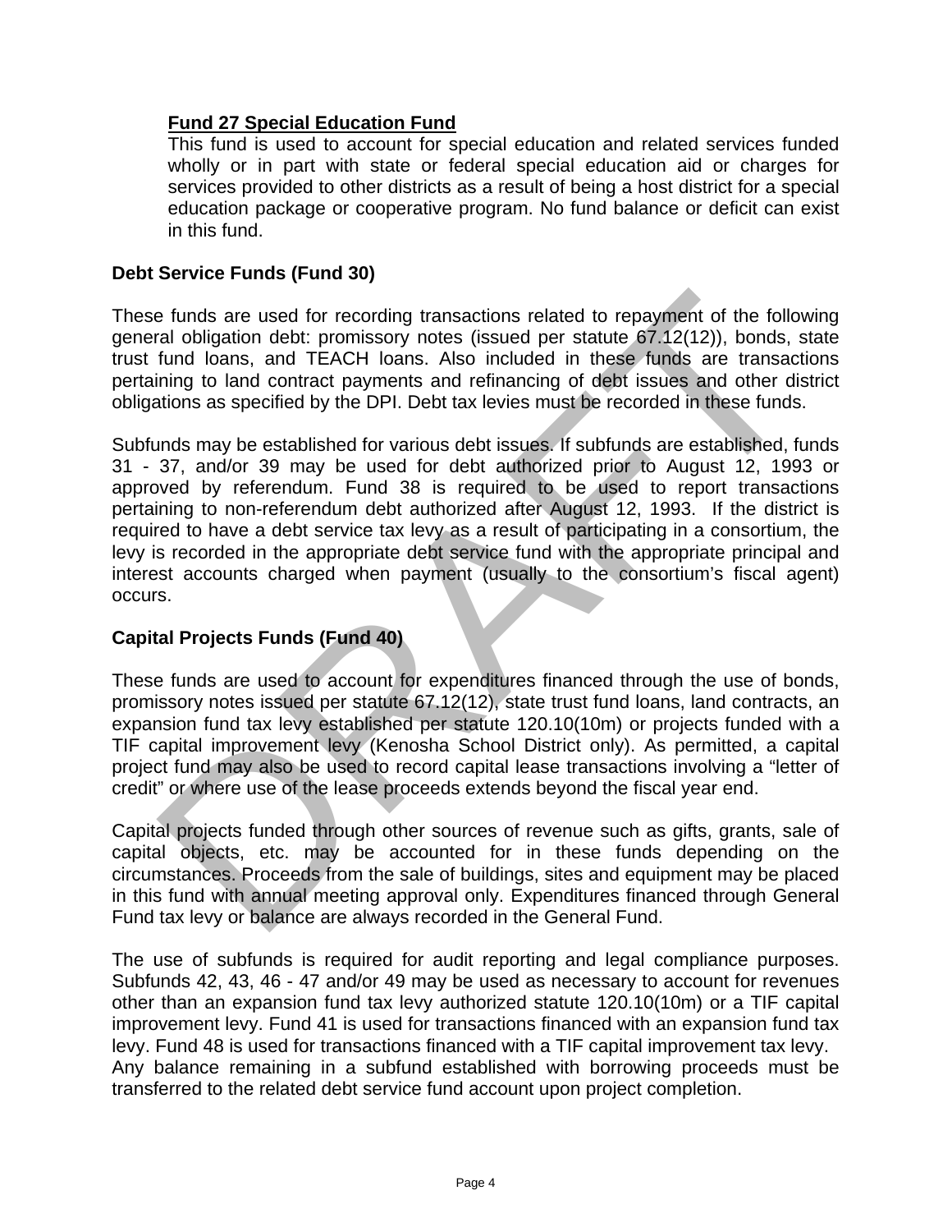### Fund 27 Special Education Fund

This fund is used to account for special education and related services funded wholly or in part with state or federal special education aid or charges for services provided to other districts as a result of being a host district for a special education package or cooperative program. No fund balance or deficit can exist in this fund.

## Debt Service Funds (Fund 30)

These funds are used for recording transactions related to repayment of the following general obligation debt: promissory notes (issued per statute 67.12(12)), bonds, state trust fund loans, and TEACH loans. Also included in these funds are transactions pertaining to land contract payments and refinancing of debt issues and other district obligations as specified by the DPI. Debt tax levies must be recorded in these funds.

Subfunds may be established for various debt issues. If subfunds are established, funds 31 - 37, and/or 39 may be used for debt authorized prior to August 12, 1993 or approved by referendum. Fund 38 is required to be used to report transactions pertaining to non-referendum debt authorized after August 12, 1993. If the district is required to have a debt service tax levy as a result of participating in a consortium, the levy is recorded in the appropriate debt service fund with the appropriate principal and interest accounts charged when payment (usually to the consortium's fiscal agent) occurs.

## Capital Projects Funds (Fund 40)

These funds are used to account for expenditures financed through the use of bonds, promissory notes issued per statute 67.12(12), state trust fund loans, land contracts, an expansion fund tax levy established per statute 120.10(10m) or projects funded with a TIF capital improvement levy (Kenosha School District only). As permitted, a capital project fund may also be used to record capital lease transactions involving a "letter of credit" or where use of the lease proceeds extends beyond the fiscal year end.

Capital projects funded through other sources of revenue such as gifts, grants, sale of capital objects, etc. may be accounted for in these funds depending on the circumstances. Proceeds from the sale of buildings, sites and equipment may be placed in this fund with annual meeting approval only. Expenditures financed through General Fund tax levy or balance are always recorded in the General Fund.

The use of subfunds is required for audit reporting and legal compliance purposes. Subfunds 42, 43, 46 - 47 and/or 49 may be used as necessary to account for revenues other than an expansion fund tax levy authorized statute 120.10(10m) or a TIF capital improvement levy. Fund 41 is used for transactions financed with an expansion fund tax levy. Fund 48 is used for transactions financed with a TIF capital improvement tax levy.
Any balance remaining in a subfund established with borrowing proceeds must be transferred to the related debt service fund account upon project completion.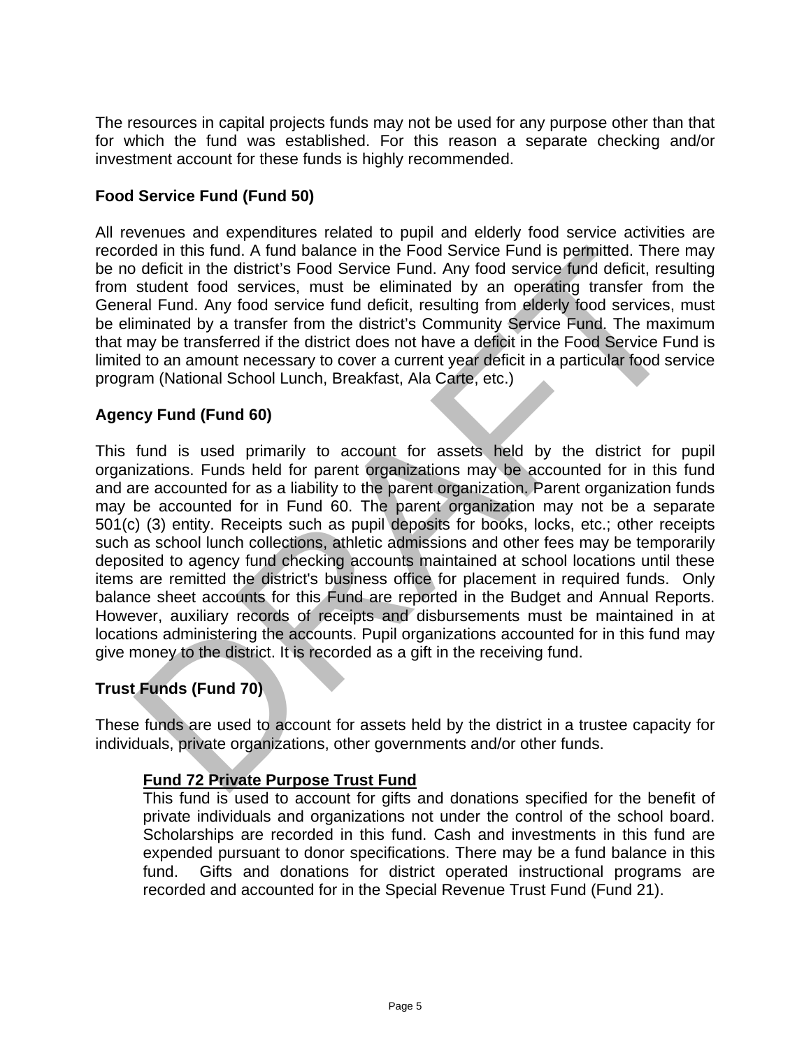The resources in capital projects funds may not be used for any purpose other than that for which the fund was established. For this reason a separate checking and/or investment account for these funds is highly recommended.

**Food Service Fund (Fund 50)**

All revenues and expenditures related to pupil and elderly food service activities are recorded in this fund. A fund balance in the Food Service Fund is permitted. There may be no deficit in the district's Food Service Fund. Any food service fund deficit, resulting from student food services, must be eliminated by an operating transfer from the General Fund. Any food service fund deficit, resulting from elderly food services, must be eliminated by a transfer from the district's Community Service Fund. The maximum that may be transferred if the district does not have a deficit in the Food Service Fund is limited to an amount necessary to cover a current year deficit in a particular food service program (National School Lunch, Breakfast, Ala Carte, etc.)

**Agency Fund (Fund 60)**

This fund is used primarily to account for assets held by the district for pupil organizations. Funds held for parent organizations may be accounted for in this fund and are accounted for as a liability to the parent organization. Parent organization funds may be accounted for in Fund 60. The parent organization may not be a separate 501(c) (3) entity. Receipts such as pupil deposits for books, locks, etc.; other receipts such as school lunch collections, athletic admissions and other fees may be temporarily deposited to agency fund checking accounts maintained at school locations until these items are remitted the district's business office for placement in required funds. Only balance sheet accounts for this Fund are reported in the Budget and Annual Reports. However, auxiliary records of receipts and disbursements must be maintained in at locations administering the accounts. Pupil organizations accounted for in this fund may give money to the district. It is recorded as a gift in the receiving fund.

**Trust Funds (Fund 70)**

These funds are used to account for assets held by the district in a trustee capacity for individuals, private organizations, other governments and/or other funds.

> **Fund 72 Private Purpose Trust Fund**
> This fund is used to account for gifts and donations specified for the benefit of private individuals and organizations not under the control of the school board. Scholarships are recorded in this fund. Cash and investments in this fund are expended pursuant to donor specifications. There may be a fund balance in this fund. Gifts and donations for district operated instructional programs are recorded and accounted for in the Special Revenue Trust Fund (Fund 21).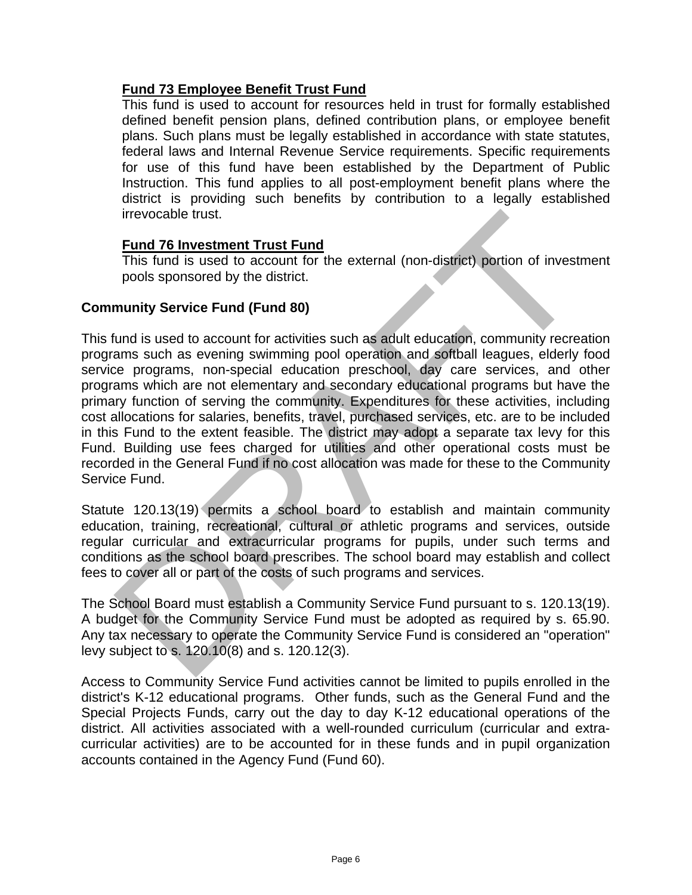**Fund 73 Employee Benefit Trust Fund**

This fund is used to account for resources held in trust for formally established defined benefit pension plans, defined contribution plans, or employee benefit plans. Such plans must be legally established in accordance with state statutes, federal laws and Internal Revenue Service requirements. Specific requirements for use of this fund have been established by the Department of Public Instruction. This fund applies to all post-employment benefit plans where the district is providing such benefits by contribution to a legally established irrevocable trust.

**Fund 76 Investment Trust Fund**

This fund is used to account for the external (non-district) portion of investment pools sponsored by the district.

**Community Service Fund (Fund 80)**

This fund is used to account for activities such as adult education, community recreation programs such as evening swimming pool operation and softball leagues, elderly food service programs, non-special education preschool, day care services, and other programs which are not elementary and secondary educational programs but have the primary function of serving the community. Expenditures for these activities, including cost allocations for salaries, benefits, travel, purchased services, etc. are to be included in this Fund to the extent feasible. The district may adopt a separate tax levy for this Fund. Building use fees charged for utilities and other operational costs must be recorded in the General Fund if no cost allocation was made for these to the Community Service Fund.

Statute 120.13(19) permits a school board to establish and maintain community education, training, recreational, cultural or athletic programs and services, outside regular curricular and extracurricular programs for pupils, under such terms and conditions as the school board prescribes. The school board may establish and collect fees to cover all or part of the costs of such programs and services.

The School Board must establish a Community Service Fund pursuant to s. 120.13(19). A budget for the Community Service Fund must be adopted as required by s. 65.90. Any tax necessary to operate the Community Service Fund is considered an "operation" levy subject to s. 120.10(8) and s. 120.12(3).

Access to Community Service Fund activities cannot be limited to pupils enrolled in the district's K-12 educational programs. Other funds, such as the General Fund and the Special Projects Funds, carry out the day to day K-12 educational operations of the district. All activities associated with a well-rounded curriculum (curricular and extra-curricular activities) are to be accounted for in these funds and in pupil organization accounts contained in the Agency Fund (Fund 60).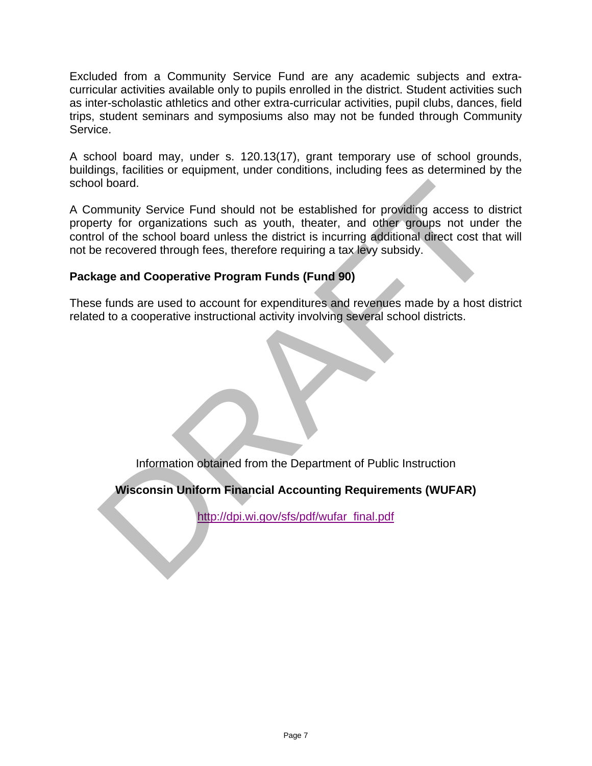Excluded from a Community Service Fund are any academic subjects and extra-curricular activities available only to pupils enrolled in the district. Student activities such as inter-scholastic athletics and other extra-curricular activities, pupil clubs, dances, field trips, student seminars and symposiums also may not be funded through Community Service.

A school board may, under s. 120.13(17), grant temporary use of school grounds, buildings, facilities or equipment, under conditions, including fees as determined by the school board.

A Community Service Fund should not be established for providing access to district property for organizations such as youth, theater, and other groups not under the control of the school board unless the district is incurring additional direct cost that will not be recovered through fees, therefore requiring a tax levy subsidy.

**Package and Cooperative Program Funds (Fund 90)**

These funds are used to account for expenditures and revenues made by a host district related to a cooperative instructional activity involving several school districts.

Information obtained from the Department of Public Instruction

**Wisconsin Uniform Financial Accounting Requirements (WUFAR)**

http://dpi.wi.gov/sfs/pdf/wufar_final.pdf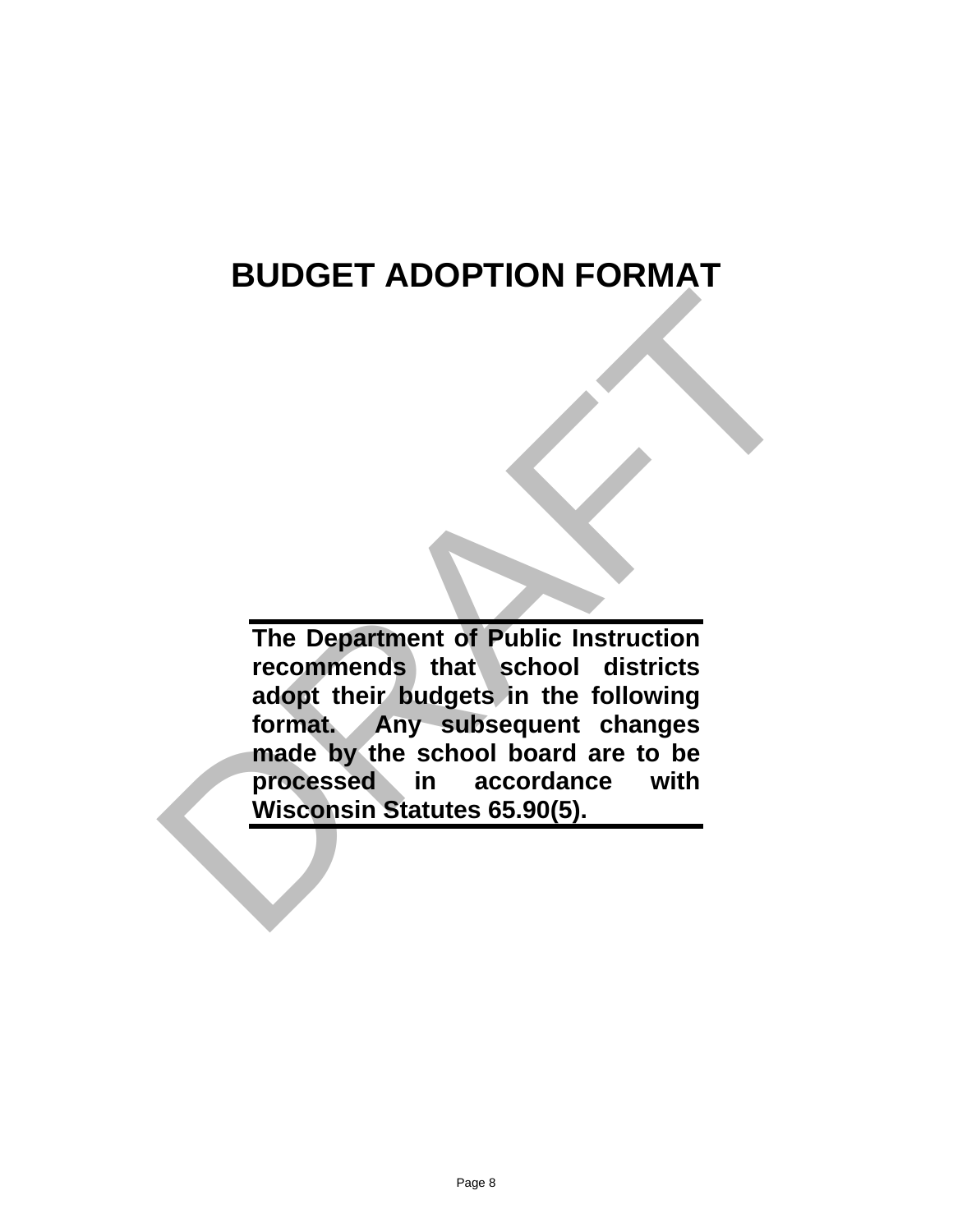# BUDGET ADOPTION FORMAT

**The Department of Public Instruction recommends that school districts adopt their budgets in the following format. Any subsequent changes made by the school board are to be processed in accordance with Wisconsin Statutes 65.90(5).**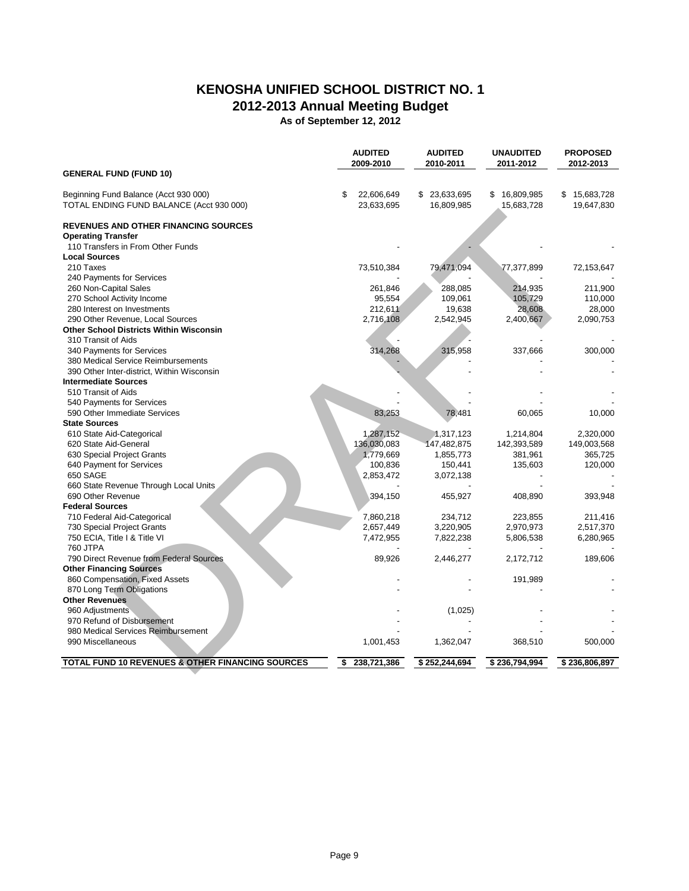# KENOSHA UNIFIED SCHOOL DISTRICT NO. 1

## 2012-2013 Annual Meeting Budget

**As of September 12, 2012**

DRAFT

| | AUDITED 2009-2010 | AUDITED 2010-2011 | UNAUDITED 2011-2012 | PROPOSED 2012-2013 |
|---|---|---|---|---|
| **GENERAL FUND (FUND 10)** | | | | |
| Beginning Fund Balance (Acct 930 000) | $ 22,606,649 | $ 23,633,695 | $ 16,809,985 | $ 15,683,728 |
| TOTAL ENDING FUND BALANCE (Acct 930 000) | 23,633,695 | 16,809,985 | 15,683,728 | 19,647,830 |
| **REVENUES AND OTHER FINANCING SOURCES** | | | | |
| **Operating Transfer** | | | | |
| 110 Transfers in From Other Funds | - | - | - | - |
| **Local Sources** | | | | |
| 210 Taxes | 73,510,384 | 79,471,094 | 77,377,899 | 72,153,647 |
| 240 Payments for Services | - | - | - | - |
| 260 Non-Capital Sales | 261,846 | 288,085 | 214,935 | 211,900 |
| 270 School Activity Income | 95,554 | 109,061 | 105,729 | 110,000 |
| 280 Interest on Investments | 212,611 | 19,638 | 28,608 | 28,000 |
| 290 Other Revenue, Local Sources | 2,716,108 | 2,542,945 | 2,400,667 | 2,090,753 |
| **Other School Districts Within Wisconsin** | | | | |
| 310 Transit of Aids | - | - | - | - |
| 340 Payments for Services | 314,268 | 315,958 | 337,666 | 300,000 |
| 380 Medical Service Reimbursements | - | - | - | - |
| 390 Other Inter-district, Within Wisconsin | - | - | - | - |
| **Intermediate Sources** | | | | |
| 510 Transit of Aids | - | - | - | - |
| 540 Payments for Services | - | - | - | - |
| 590 Other Immediate Services | 83,253 | 78,481 | 60,065 | 10,000 |
| **State Sources** | | | | |
| 610 State Aid-Categorical | 1,287,152 | 1,317,123 | 1,214,804 | 2,320,000 |
| 620 State Aid-General | 136,030,083 | 147,482,875 | 142,393,589 | 149,003,568 |
| 630 Special Project Grants | 1,779,669 | 1,855,773 | 381,961 | 365,725 |
| 640 Payment for Services | 100,836 | 150,441 | 135,603 | 120,000 |
| 650 SAGE | 2,853,472 | 3,072,138 | - | - |
| 660 State Revenue Through Local Units | - | - | - | - |
| 690 Other Revenue | 394,150 | 455,927 | 408,890 | 393,948 |
| **Federal Sources** | | | | |
| 710 Federal Aid-Categorical | 7,860,218 | 234,712 | 223,855 | 211,416 |
| 730 Special Project Grants | 2,657,449 | 3,220,905 | 2,970,973 | 2,517,370 |
| 750 ECIA, Title I & Title VI | 7,472,955 | 7,822,238 | 5,806,538 | 6,280,965 |
| 760 JTPA | - | - | - | - |
| 790 Direct Revenue from Federal Sources | 89,926 | 2,446,277 | 2,172,712 | 189,606 |
| **Other Financing Sources** | | | | |
| 860 Compensation, Fixed Assets | - | - | 191,989 | - |
| 870 Long Term Obligations | - | - | - | - |
| **Other Revenues** | | | | |
| 960 Adjustments | - | (1,025) | - | - |
| 970 Refund of Disbursement | - | - | - | - |
| 980 Medical Services Reimbursement | - | - | - | - |
| 990 Miscellaneous | 1,001,453 | 1,362,047 | 368,510 | 500,000 |
| **TOTAL FUND 10 REVENUES & OTHER FINANCING SOURCES** | **$ 238,721,386** | **$ 252,244,694** | **$ 236,794,994** | **$ 236,806,897** |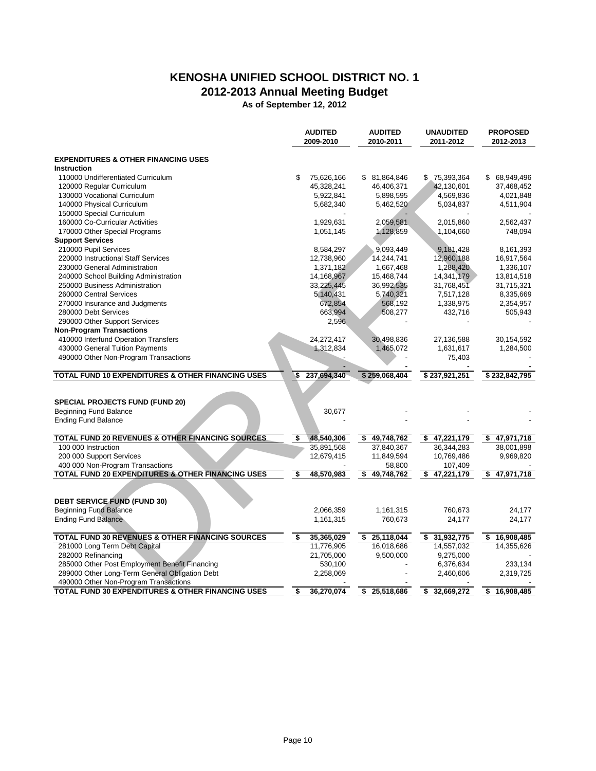# KENOSHA UNIFIED SCHOOL DISTRICT NO. 1

## 2012-2013 Annual Meeting Budget

**As of September 12, 2012**

| | AUDITED 2009-2010 | AUDITED 2010-2011 | UNAUDITED 2011-2012 | PROPOSED 2012-2013 |
|---|---|---|---|---|
| **EXPENDITURES & OTHER FINANCING USES** | | | | |
| **Instruction** | | | | |
| 110000 Undifferentiated Curriculum | $ 75,626,166 | $ 81,864,846 | $ 75,393,364 | $ 68,949,496 |
| 120000 Regular Curriculum | 45,328,241 | 46,406,371 | 42,130,601 | 37,468,452 |
| 130000 Vocational Curriculum | 5,922,841 | 5,898,595 | 4,569,836 | 4,021,848 |
| 140000 Physical Curriculum | 5,682,340 | 5,462,520 | 5,034,837 | 4,511,904 |
| 150000 Special Curriculum | - | - | - | - |
| 160000 Co-Curricular Activities | 1,929,631 | 2,059,581 | 2,015,860 | 2,562,437 |
| 170000 Other Special Programs | 1,051,145 | 1,128,859 | 1,104,660 | 748,094 |
| **Support Services** | | | | |
| 210000 Pupil Services | 8,584,297 | 9,093,449 | 9,181,428 | 8,161,393 |
| 220000 Instructional Staff Services | 12,738,960 | 14,244,741 | 12,960,188 | 16,917,564 |
| 230000 General Administration | 1,371,182 | 1,667,468 | 1,288,420 | 1,336,107 |
| 240000 School Building Administration | 14,168,967 | 15,468,744 | 14,341,179 | 13,814,518 |
| 250000 Business Administration | 33,225,445 | 36,992,535 | 31,768,451 | 31,715,321 |
| 260000 Central Services | 5,140,431 | 5,740,321 | 7,517,128 | 8,335,669 |
| 270000 Insurance and Judgments | 672,854 | 568,192 | 1,338,975 | 2,354,957 |
| 280000 Debt Services | 663,994 | 508,277 | 432,716 | 505,943 |
| 290000 Other Support Services | 2,596 | - | - | - |
| **Non-Program Transactions** | | | | |
| 410000 Interfund Operation Transfers | 24,272,417 | 30,498,836 | 27,136,588 | 30,154,592 |
| 430000 General Tuition Payments | 1,312,834 | 1,465,072 | 1,631,617 | 1,284,500 |
| 490000 Other Non-Program Transactions | - | - | 75,403 | - |
| | - | - | - | - |
| **TOTAL FUND 10 EXPENDITURES & OTHER FINANCING USES** | **$ 237,694,340** | **$ 259,068,404** | **$ 237,921,251** | **$ 232,842,795** |
| | | | | |
| **SPECIAL PROJECTS FUND (FUND 20)** | | | | |
| Beginning Fund Balance | 30,677 | - | - | - |
| Ending Fund Balance | - | - | - | - |
| | | | | |
| **TOTAL FUND 20 REVENUES & OTHER FINANCING SOURCES** | **$ 48,540,306** | **$ 49,748,762** | **$ 47,221,179** | **$ 47,971,718** |
| 100 000 Instruction | 35,891,568 | 37,840,367 | 36,344,283 | 38,001,898 |
| 200 000 Support Services | 12,679,415 | 11,849,594 | 10,769,486 | 9,969,820 |
| 400 000 Non-Program Transactions | - | 58,800 | 107,409 | - |
| **TOTAL FUND 20 EXPENDITURES & OTHER FINANCING USES** | **$ 48,570,983** | **$ 49,748,762** | **$ 47,221,179** | **$ 47,971,718** |
| | | | | |
| **DEBT SERVICE FUND (FUND 30)** | | | | |
| Beginning Fund Balance | 2,066,359 | 1,161,315 | 760,673 | 24,177 |
| Ending Fund Balance | 1,161,315 | 760,673 | 24,177 | 24,177 |
| | | | | |
| **TOTAL FUND 30 REVENUES & OTHER FINANCING SOURCES** | **$ 35,365,029** | **$ 25,118,044** | **$ 31,932,775** | **$ 16,908,485** |
| 281000 Long Term Debt Capital | 11,776,905 | 16,018,686 | 14,557,032 | 14,355,626 |
| 282000 Refinancing | 21,705,000 | 9,500,000 | 9,275,000 | - |
| 285000 Other Post Employment Benefit Financing | 530,100 | - | 6,376,634 | 233,134 |
| 289000 Other Long-Term General Obligation Debt | 2,258,069 | - | 2,460,606 | 2,319,725 |
| 490000 Other Non-Program Transactions | - | - | - | - |
| **TOTAL FUND 30 EXPENDITURES & OTHER FINANCING USES** | **$ 36,270,074** | **$ 25,518,686** | **$ 32,669,272** | **$ 16,908,485** |

DRAFT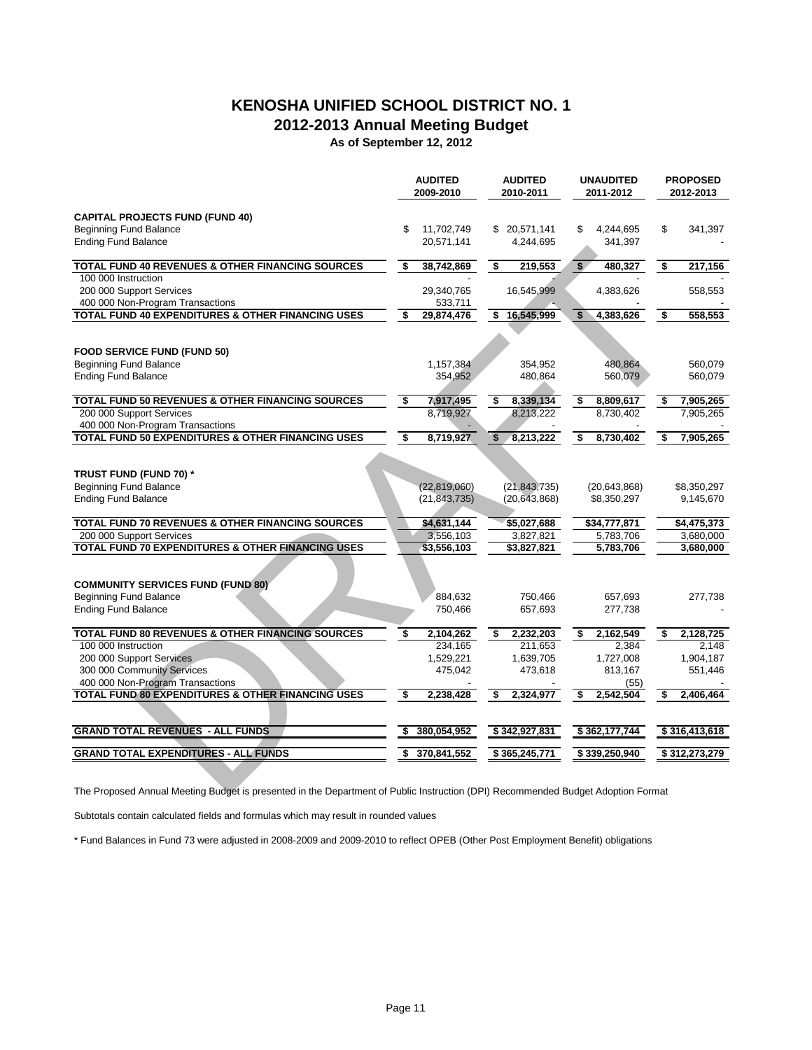# KENOSHA UNIFIED SCHOOL DISTRICT NO. 1

## 2012-2013 Annual Meeting Budget

**As of September 12, 2012**

| | AUDITED 2009-2010 | AUDITED 2010-2011 | UNAUDITED 2011-2012 | PROPOSED 2012-2013 |
|---|---|---|---|---|
| **CAPITAL PROJECTS FUND (FUND 40)** | | | | |
| Beginning Fund Balance | $ 11,702,749 | $ 20,571,141 | $ 4,244,695 | $ 341,397 |
| Ending Fund Balance | 20,571,141 | 4,244,695 | 341,397 | - |
| **TOTAL FUND 40 REVENUES & OTHER FINANCING SOURCES** | **$ 38,742,869** | **$ 219,553** | **$ 480,327** | **$ 217,156** |
| 100 000 Instruction | - | - | - | - |
| 200 000 Support Services | 29,340,765 | 16,545,999 | 4,383,626 | 558,553 |
| 400 000 Non-Program Transactions | 533,711 | - | - | - |
| **TOTAL FUND 40 EXPENDITURES & OTHER FINANCING USES** | **$ 29,874,476** | **$ 16,545,999** | **$ 4,383,626** | **$ 558,553** |
| **FOOD SERVICE FUND (FUND 50)** | | | | |
| Beginning Fund Balance | 1,157,384 | 354,952 | 480,864 | 560,079 |
| Ending Fund Balance | 354,952 | 480,864 | 560,079 | 560,079 |
| **TOTAL FUND 50 REVENUES & OTHER FINANCING SOURCES** | **$ 7,917,495** | **$ 8,339,134** | **$ 8,809,617** | **$ 7,905,265** |
| 200 000 Support Services | 8,719,927 | 8,213,222 | 8,730,402 | 7,905,265 |
| 400 000 Non-Program Transactions | - | - | - | - |
| **TOTAL FUND 50 EXPENDITURES & OTHER FINANCING USES** | **$ 8,719,927** | **$ 8,213,222** | **$ 8,730,402** | **$ 7,905,265** |
| **TRUST FUND (FUND 70) *** | | | | |
| Beginning Fund Balance | (22,819,060) | (21,843,735) | (20,643,868) | $8,350,297 |
| Ending Fund Balance | (21,843,735) | (20,643,868) | $8,350,297 | 9,145,670 |
| **TOTAL FUND 70 REVENUES & OTHER FINANCING SOURCES** | **$4,631,144** | **$5,027,688** | **$34,777,871** | **$4,475,373** |
| 200 000 Support Services | 3,556,103 | 3,827,821 | 5,783,706 | 3,680,000 |
| **TOTAL FUND 70 EXPENDITURES & OTHER FINANCING USES** | **$3,556,103** | **$3,827,821** | **5,783,706** | **3,680,000** |
| **COMMUNITY SERVICES FUND (FUND 80)** | | | | |
| Beginning Fund Balance | 884,632 | 750,466 | 657,693 | 277,738 |
| Ending Fund Balance | 750,466 | 657,693 | 277,738 | - |
| **TOTAL FUND 80 REVENUES & OTHER FINANCING SOURCES** | **$ 2,104,262** | **$ 2,232,203** | **$ 2,162,549** | **$ 2,128,725** |
| 100 000 Instruction | 234,165 | 211,653 | 2,384 | 2,148 |
| 200 000 Support Services | 1,529,221 | 1,639,705 | 1,727,008 | 1,904,187 |
| 300 000 Community Services | 475,042 | 473,618 | 813,167 | 551,446 |
| 400 000 Non-Program Transactions | - | - | (55) | - |
| **TOTAL FUND 80 EXPENDITURES & OTHER FINANCING USES** | **$ 2,238,428** | **$ 2,324,977** | **$ 2,542,504** | **$ 2,406,464** |
| **GRAND TOTAL REVENUES - ALL FUNDS** | **$ 380,054,952** | **$ 342,927,831** | **$ 362,177,744** | **$ 316,413,618** |
| **GRAND TOTAL EXPENDITURES - ALL FUNDS** | **$ 370,841,552** | **$ 365,245,771** | **$ 339,250,940** | **$ 312,273,279** |

The Proposed Annual Meeting Budget is presented in the Department of Public Instruction (DPI) Recommended Budget Adoption Format

Subtotals contain calculated fields and formulas which may result in rounded values

* Fund Balances in Fund 73 were adjusted in 2008-2009 and 2009-2010 to reflect OPEB (Other Post Employment Benefit) obligations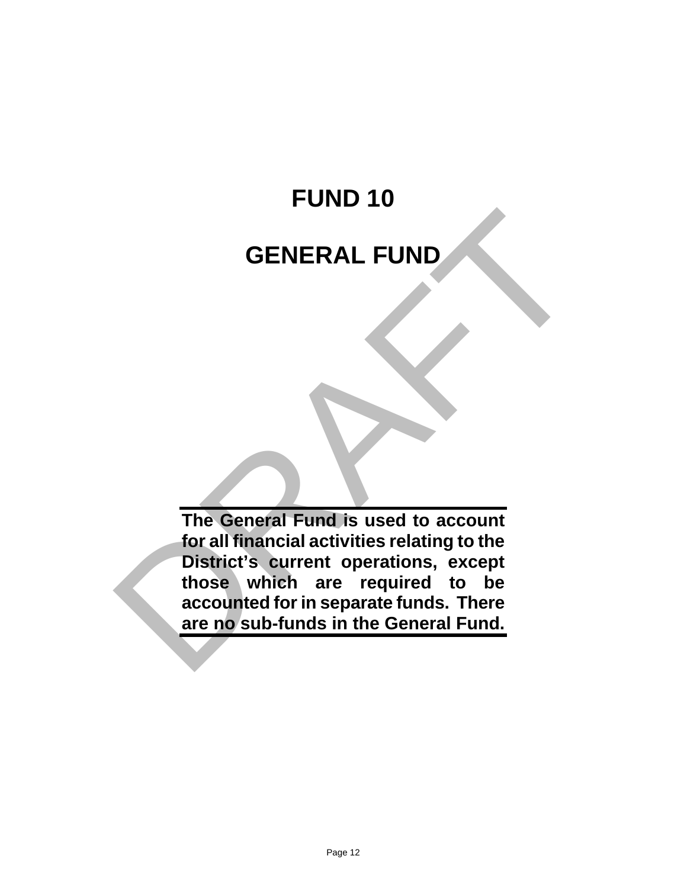# FUND 10

# GENERAL FUND

**The General Fund is used to account for all financial activities relating to the District's current operations, except those which are required to be accounted for in separate funds. There are no sub-funds in the General Fund.**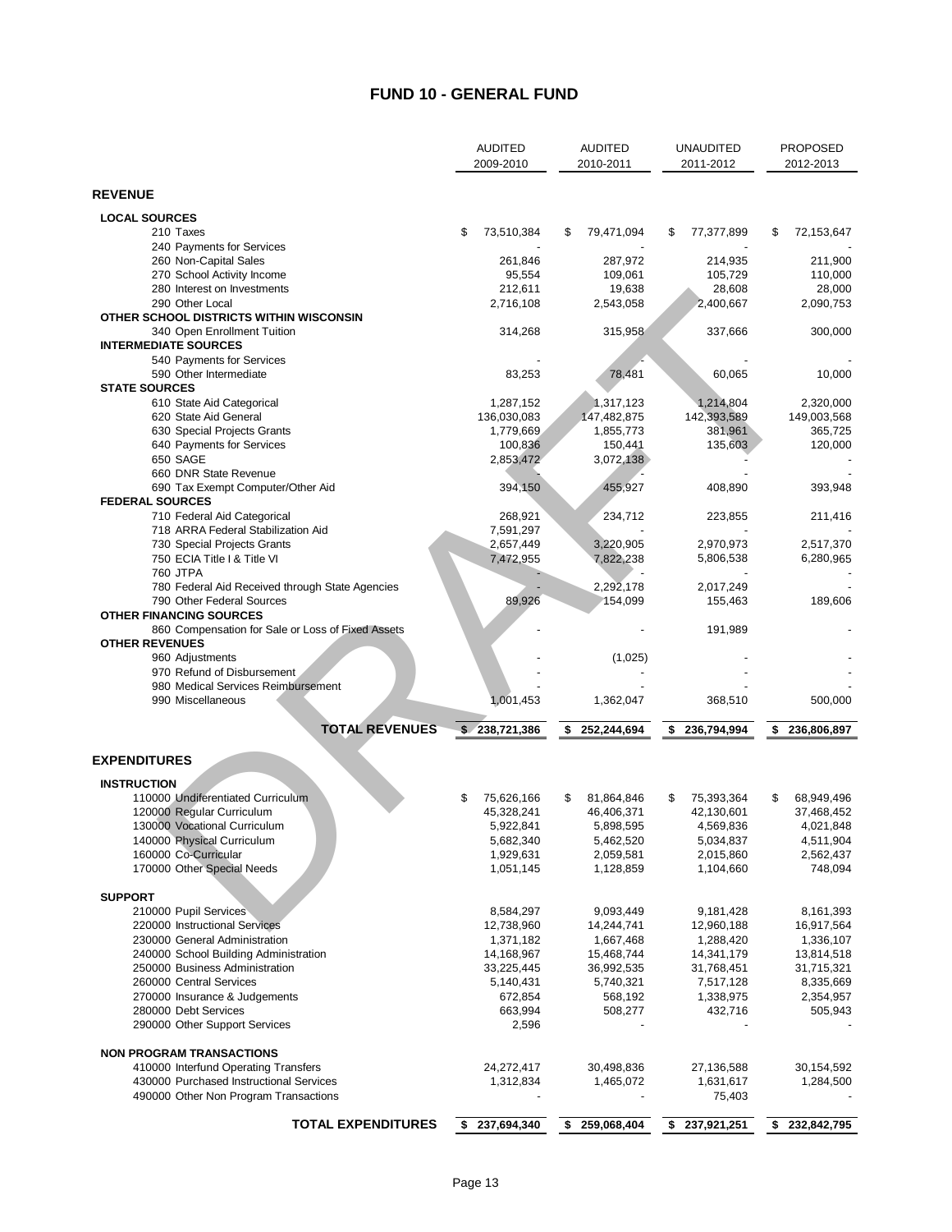# FUND 10 - GENERAL FUND

| | AUDITED 2009-2010 | AUDITED 2010-2011 | UNAUDITED 2011-2012 | PROPOSED 2012-2013 |
|---|---|---|---|---|
| **REVENUE** | | | | |
| **LOCAL SOURCES** | | | | |
| 210 Taxes | $ 73,510,384 | $ 79,471,094 | $ 77,377,899 | $ 72,153,647 |
| 240 Payments for Services | - | - | - | - |
| 260 Non-Capital Sales | 261,846 | 287,972 | 214,935 | 211,900 |
| 270 School Activity Income | 95,554 | 109,061 | 105,729 | 110,000 |
| 280 Interest on Investments | 212,611 | 19,638 | 28,608 | 28,000 |
| 290 Other Local | 2,716,108 | 2,543,058 | 2,400,667 | 2,090,753 |
| **OTHER SCHOOL DISTRICTS WITHIN WISCONSIN** | | | | |
| 340 Open Enrollment Tuition | 314,268 | 315,958 | 337,666 | 300,000 |
| **INTERMEDIATE SOURCES** | | | | |
| 540 Payments for Services | - | - | - | - |
| 590 Other Intermediate | 83,253 | 78,481 | 60,065 | 10,000 |
| **STATE SOURCES** | | | | |
| 610 State Aid Categorical | 1,287,152 | 1,317,123 | 1,214,804 | 2,320,000 |
| 620 State Aid General | 136,030,083 | 147,482,875 | 142,393,589 | 149,003,568 |
| 630 Special Projects Grants | 1,779,669 | 1,855,773 | 381,961 | 365,725 |
| 640 Payments for Services | 100,836 | 150,441 | 135,603 | 120,000 |
| 650 SAGE | 2,853,472 | 3,072,138 | - | - |
| 660 DNR State Revenue | - | - | - | - |
| 690 Tax Exempt Computer/Other Aid | 394,150 | 455,927 | 408,890 | 393,948 |
| **FEDERAL SOURCES** | | | | |
| 710 Federal Aid Categorical | 268,921 | 234,712 | 223,855 | 211,416 |
| 718 ARRA Federal Stabilization Aid | 7,591,297 | - | - | - |
| 730 Special Projects Grants | 2,657,449 | 3,220,905 | 2,970,973 | 2,517,370 |
| 750 ECIA Title I & Title VI | 7,472,955 | 7,822,238 | 5,806,538 | 6,280,965 |
| 760 JTPA | - | - | - | - |
| 780 Federal Aid Received through State Agencies | - | 2,292,178 | 2,017,249 | - |
| 790 Other Federal Sources | 89,926 | 154,099 | 155,463 | 189,606 |
| **OTHER FINANCING SOURCES** | | | | |
| 860 Compensation for Sale or Loss of Fixed Assets | - | - | 191,989 | - |
| **OTHER REVENUES** | | | | |
| 960 Adjustments | - | (1,025) | - | - |
| 970 Refund of Disbursement | - | - | - | - |
| 980 Medical Services Reimbursement | - | - | - | - |
| 990 Miscellaneous | 1,001,453 | 1,362,047 | 368,510 | 500,000 |
| **TOTAL REVENUES** | **$ 238,721,386** | **$ 252,244,694** | **$ 236,794,994** | **$ 236,806,897** |
| **EXPENDITURES** | | | | |
| **INSTRUCTION** | | | | |
| 110000 Undifferentiated Curriculum | $ 75,626,166 | $ 81,864,846 | $ 75,393,364 | $ 68,949,496 |
| 120000 Regular Curriculum | 45,328,241 | 46,406,371 | 42,130,601 | 37,468,452 |
| 130000 Vocational Curriculum | 5,922,841 | 5,898,595 | 4,569,836 | 4,021,848 |
| 140000 Physical Curriculum | 5,682,340 | 5,462,520 | 5,034,837 | 4,511,904 |
| 160000 Co-Curricular | 1,929,631 | 2,059,581 | 2,015,860 | 2,562,437 |
| 170000 Other Special Needs | 1,051,145 | 1,128,859 | 1,104,660 | 748,094 |
| **SUPPORT** | | | | |
| 210000 Pupil Services | 8,584,297 | 9,093,449 | 9,181,428 | 8,161,393 |
| 220000 Instructional Services | 12,738,960 | 14,244,741 | 12,960,188 | 16,917,564 |
| 230000 General Administration | 1,371,182 | 1,667,468 | 1,288,420 | 1,336,107 |
| 240000 School Building Administration | 14,168,967 | 15,468,744 | 14,341,179 | 13,814,518 |
| 250000 Business Administration | 33,225,445 | 36,992,535 | 31,768,451 | 31,715,321 |
| 260000 Central Services | 5,140,431 | 5,740,321 | 7,517,128 | 8,335,669 |
| 270000 Insurance & Judgements | 672,854 | 568,192 | 1,338,975 | 2,354,957 |
| 280000 Debt Services | 663,994 | 508,277 | 432,716 | 505,943 |
| 290000 Other Support Services | 2,596 | - | - | - |
| **NON PROGRAM TRANSACTIONS** | | | | |
| 410000 Interfund Operating Transfers | 24,272,417 | 30,498,836 | 27,136,588 | 30,154,592 |
| 430000 Purchased Instructional Services | 1,312,834 | 1,465,072 | 1,631,617 | 1,284,500 |
| 490000 Other Non Program Transactions | - | - | 75,403 | - |
| **TOTAL EXPENDITURES** | **$ 237,694,340** | **$ 259,068,404** | **$ 237,921,251** | **$ 232,842,795** |

DRAFT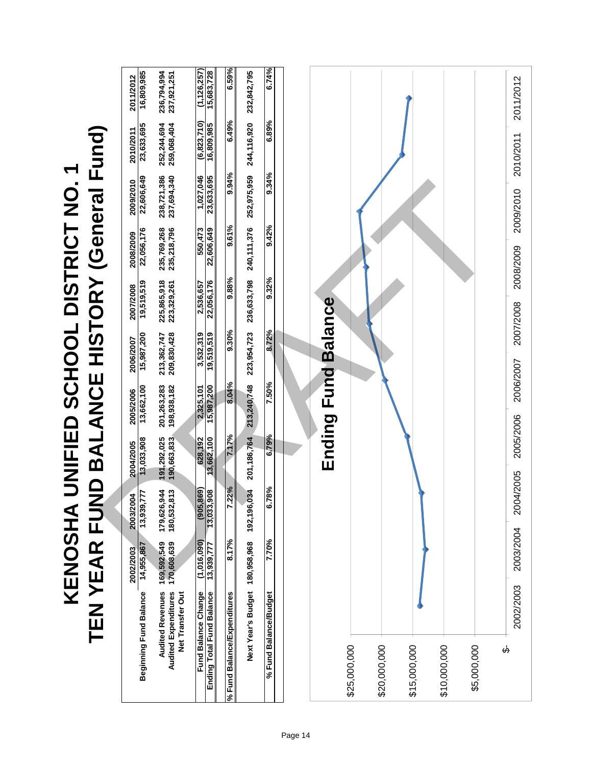# KENOSHA UNIFIED SCHOOL DISTRICT NO. 1

# TEN YEAR FUND BALANCE HISTORY (General Fund)

| | 2002/2003 | 2003/2004 | 2004/2005 | 2005/2006 | 2006/2007 | 2007/2008 | 2008/2009 | 2009/2010 | 2010/2011 | 2011/2012 |
|---|---|---|---|---|---|---|---|---|---|---|
| Beginning Fund Balance | 14,955,867 | 13,939,777 | 13,033,908 | 13,662,100 | 15,987,200 | 19,519,519 | 22,056,176 | 22,606,649 | 23,633,695 | 16,809,985 |
| Audited Revenues | 169,592,549 | 179,626,944 | 191,292,025 | 201,263,283 | 213,362,747 | 225,865,918 | 235,769,268 | 238,721,386 | 252,244,694 | 236,794,994 |
| Audited Expenditures | 170,608,639 | 180,532,813 | 190,663,833 | 198,938,182 | 209,830,428 | 223,329,261 | 235,218,796 | 237,694,340 | 259,068,404 | 237,921,251 |
| Net Transfer Out | | | | | | | | | | |
| Fund Balance Change | (1,016,090) | (905,869) | 628,192 | 2,325,101 | 3,532,319 | 2,536,657 | 550,473 | 1,027,046 | (6,823,710) | (1,126,257) |
| Ending Total Fund Balance | 13,939,777 | 13,033,908 | 13,662,100 | 15,987,200 | 19,519,519 | 22,056,176 | 22,606,649 | 23,633,695 | 16,809,985 | 15,683,728 |
| % Fund Balance/Expenditures | 8.17% | 7.22% | 7.17% | 8.04% | 9.30% | 9.88% | 9.61% | 9.94% | 6.49% | 6.59% |
| Next Year's Budget | 180,958,968 | 192,196,034 | 201,186,764 | 213,240,748 | 223,954,723 | 236,633,798 | 240,111,376 | 252,975,959 | 244,116,920 | 232,842,795 |
| % Fund Balance/Budget | 7.70% | 6.78% | 6.79% | 7.50% | 8.72% | 9.32% | 9.42% | 9.34% | 6.89% | 6.74% |

## Ending Fund Balance

| Year | Ending Fund Balance |
|---|---|
| 2002/2003 | 13,939,777 |
| 2003/2004 | 13,033,908 |
| 2004/2005 | 13,662,100 |
| 2005/2006 | 15,987,200 |
| 2006/2007 | 19,519,519 |
| 2007/2008 | 22,056,176 |
| 2008/2009 | 22,606,649 |
| 2009/2010 | 23,633,695 |
| 2010/2011 | 16,809,985 |
| 2011/2012 | 15,683,728 |

DRAFT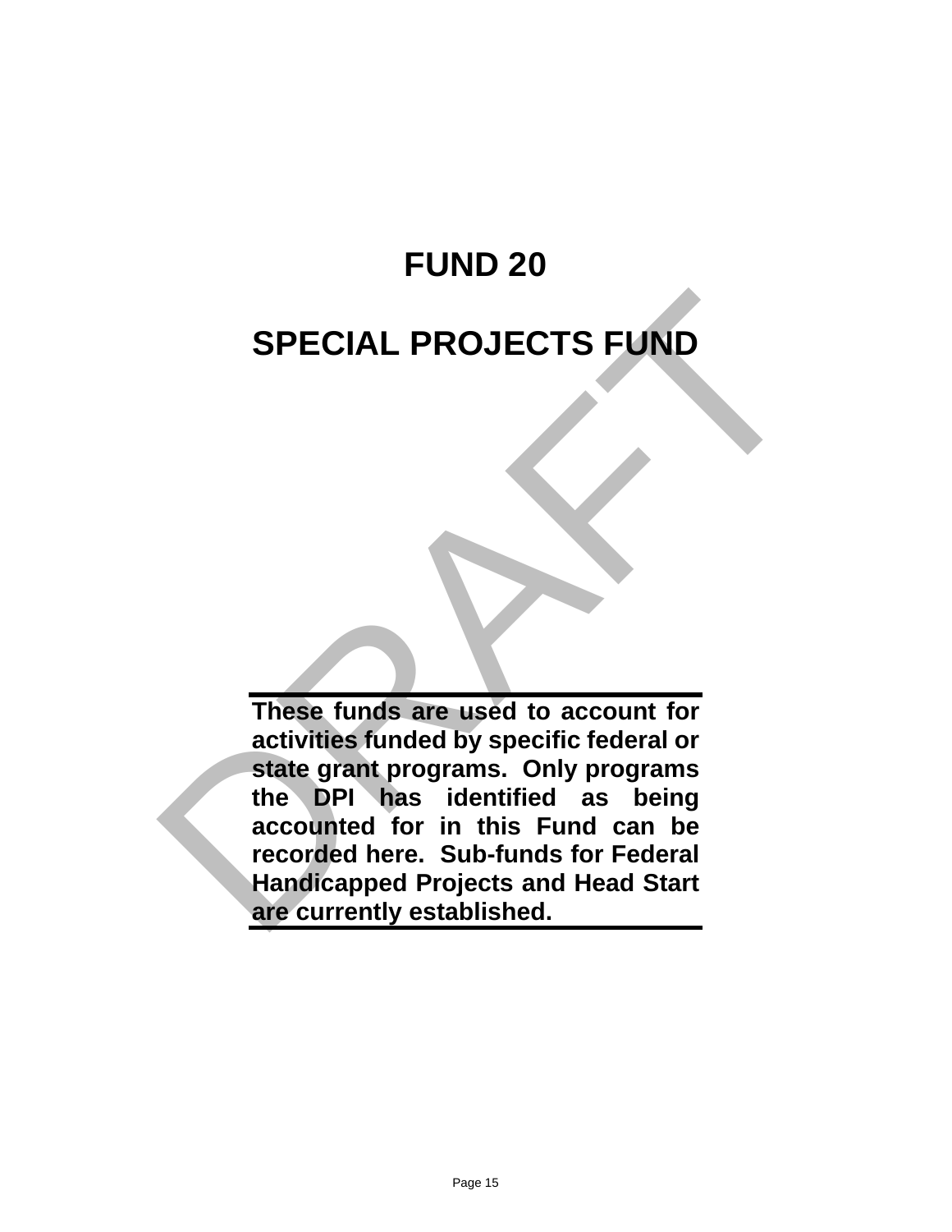# FUND 20

# SPECIAL PROJECTS FUND

**These funds are used to account for activities funded by specific federal or state grant programs. Only programs the DPI has identified as being accounted for in this Fund can be recorded here. Sub-funds for Federal Handicapped Projects and Head Start are currently established.**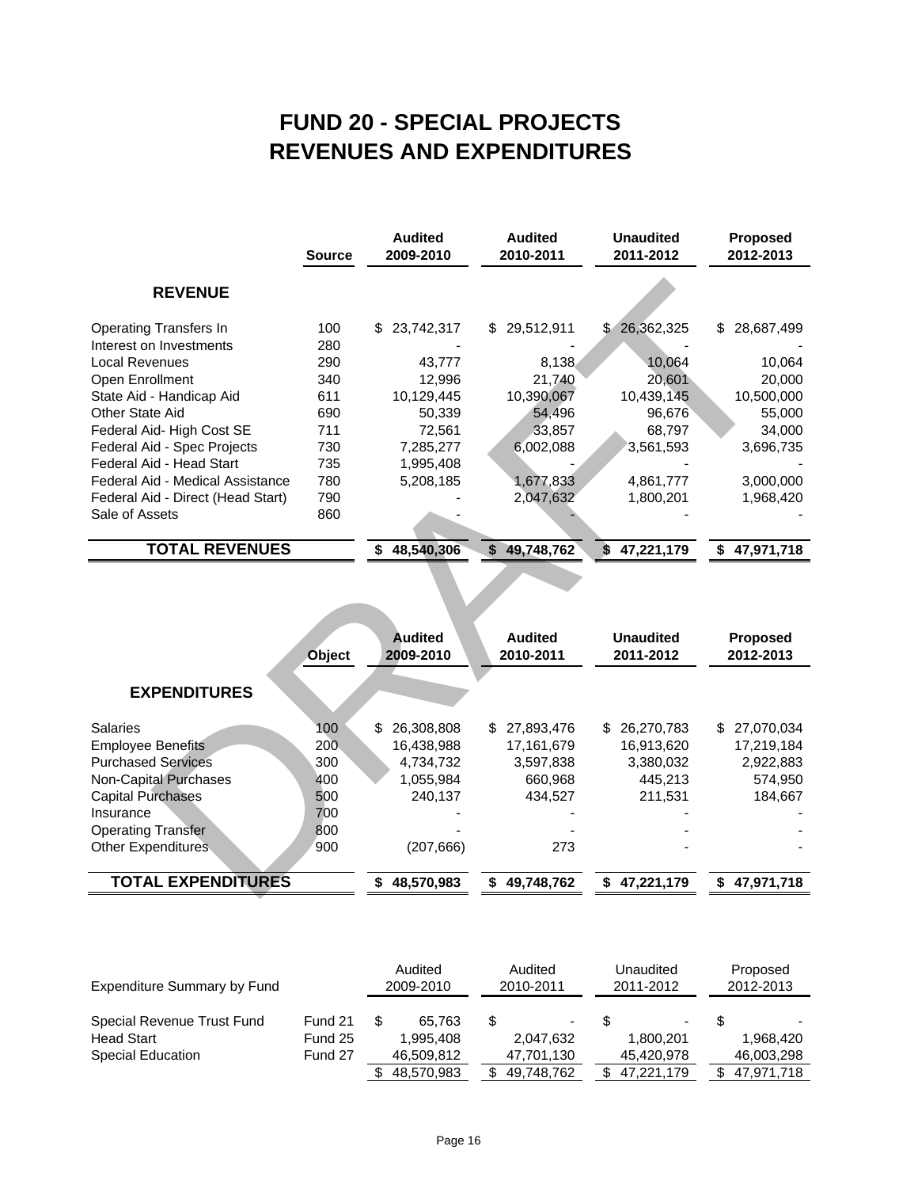# FUND 20 - SPECIAL PROJECTS
# REVENUES AND EXPENDITURES

| | Source | Audited 2009-2010 | Audited 2010-2011 | Unaudited 2011-2012 | Proposed 2012-2013 |
|---|---|---|---|---|---|
| **REVENUE** | | | | | |
| Operating Transfers In | 100 | $ 23,742,317 | $ 29,512,911 | $ 26,362,325 | $ 28,687,499 |
| Interest on Investments | 280 | - | - | - | - |
| Local Revenues | 290 | 43,777 | 8,138 | 10,064 | 10,064 |
| Open Enrollment | 340 | 12,996 | 21,740 | 20,601 | 20,000 |
| State Aid - Handicap Aid | 611 | 10,129,445 | 10,390,067 | 10,439,145 | 10,500,000 |
| Other State Aid | 690 | 50,339 | 54,496 | 96,676 | 55,000 |
| Federal Aid- High Cost SE | 711 | 72,561 | 33,857 | 68,797 | 34,000 |
| Federal Aid - Spec Projects | 730 | 7,285,277 | 6,002,088 | 3,561,593 | 3,696,735 |
| Federal Aid - Head Start | 735 | 1,995,408 | - | - | - |
| Federal Aid - Medical Assistance | 780 | 5,208,185 | 1,677,833 | 4,861,777 | 3,000,000 |
| Federal Aid - Direct (Head Start) | 790 | - | 2,047,632 | 1,800,201 | 1,968,420 |
| Sale of Assets | 860 | - | - | - | - |
| **TOTAL REVENUES** | | **$ 48,540,306** | **$ 49,748,762** | **$ 47,221,179** | **$ 47,971,718** |

| | Object | Audited 2009-2010 | Audited 2010-2011 | Unaudited 2011-2012 | Proposed 2012-2013 |
|---|---|---|---|---|---|
| **EXPENDITURES** | | | | | |
| Salaries | 100 | $ 26,308,808 | $ 27,893,476 | $ 26,270,783 | $ 27,070,034 |
| Employee Benefits | 200 | 16,438,988 | 17,161,679 | 16,913,620 | 17,219,184 |
| Purchased Services | 300 | 4,734,732 | 3,597,838 | 3,380,032 | 2,922,883 |
| Non-Capital Purchases | 400 | 1,055,984 | 660,968 | 445,213 | 574,950 |
| Capital Purchases | 500 | 240,137 | 434,527 | 211,531 | 184,667 |
| Insurance | 700 | - | - | - | - |
| Operating Transfer | 800 | - | - | - | - |
| Other Expenditures | 900 | (207,666) | 273 | - | - |
| **TOTAL EXPENDITURES** | | **$ 48,570,983** | **$ 49,748,762** | **$ 47,221,179** | **$ 47,971,718** |

| Expenditure Summary by Fund | | Audited 2009-2010 | Audited 2010-2011 | Unaudited 2011-2012 | Proposed 2012-2013 |
|---|---|---|---|---|---|
| Special Revenue Trust Fund | Fund 21 | $ 65,763 | $ - | $ - | $ - |
| Head Start | Fund 25 | 1,995,408 | 2,047,632 | 1,800,201 | 1,968,420 |
| Special Education | Fund 27 | 46,509,812 | 47,701,130 | 45,420,978 | 46,003,298 |
| | | $ 48,570,983 | $ 49,748,762 | $ 47,221,179 | $ 47,971,718 |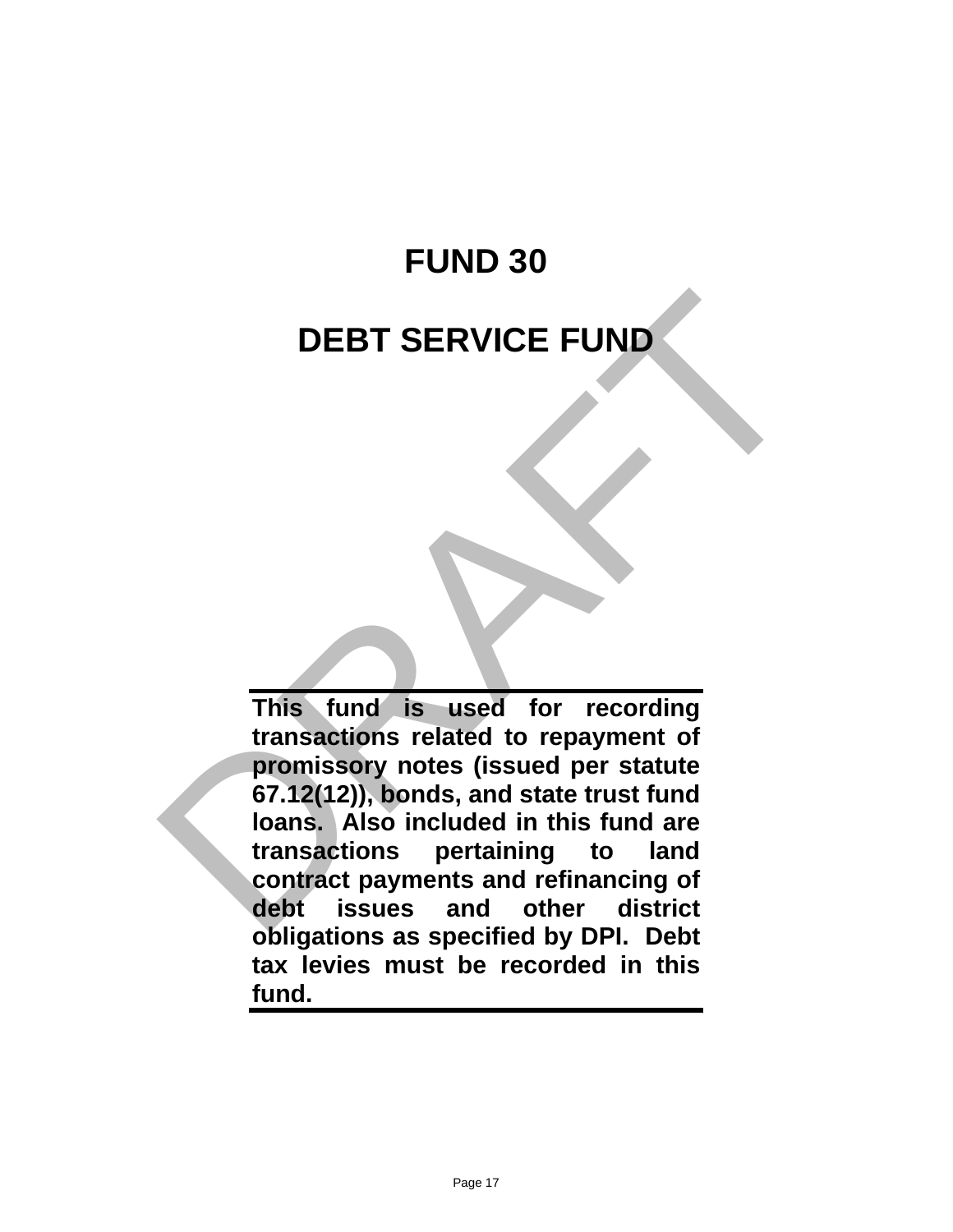# FUND 30

# DEBT SERVICE FUND

---

**This fund is used for recording transactions related to repayment of promissory notes (issued per statute 67.12(12)), bonds, and state trust fund loans. Also included in this fund are transactions pertaining to land contract payments and refinancing of debt issues and other district obligations as specified by DPI. Debt tax levies must be recorded in this fund.**

---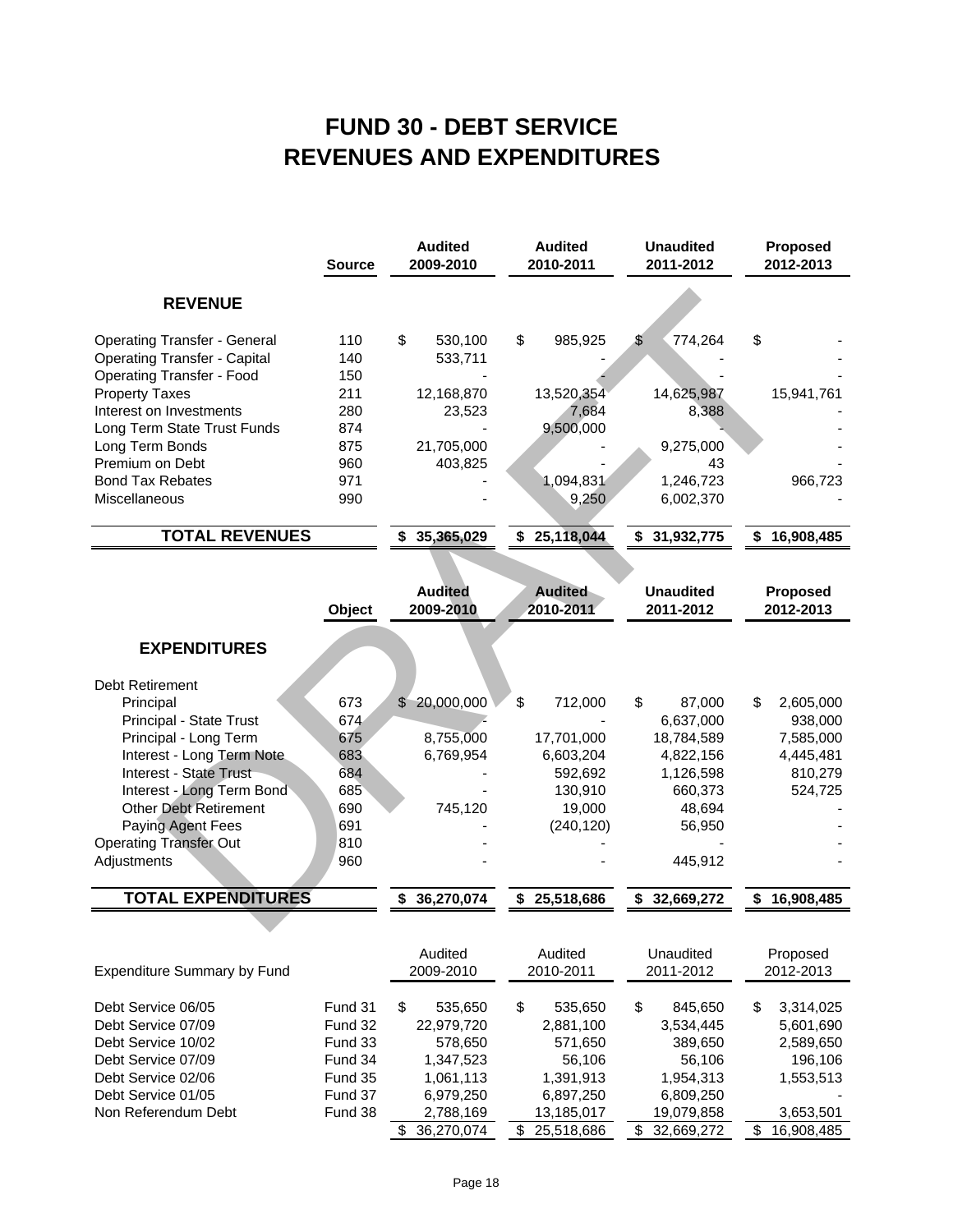# FUND 30 - DEBT SERVICE
# REVENUES AND EXPENDITURES

| REVENUE | Source | Audited 2009-2010 | Audited 2010-2011 | Unaudited 2011-2012 | Proposed 2012-2013 |
|---|---|---|---|---|---|
| Operating Transfer - General | 110 | $ 530,100 | $ 985,925 | $ 774,264 | $ - |
| Operating Transfer - Capital | 140 | 533,711 | - | - | - |
| Operating Transfer - Food | 150 | - | - | - | - |
| Property Taxes | 211 | 12,168,870 | 13,520,354 | 14,625,987 | 15,941,761 |
| Interest on Investments | 280 | 23,523 | 7,684 | 8,388 | - |
| Long Term State Trust Funds | 874 | - | 9,500,000 | - | - |
| Long Term Bonds | 875 | 21,705,000 | - | 9,275,000 | - |
| Premium on Debt | 960 | 403,825 | - | 43 | - |
| Bond Tax Rebates | 971 | - | 1,094,831 | 1,246,723 | 966,723 |
| Miscellaneous | 990 | - | 9,250 | 6,002,370 | - |
| **TOTAL REVENUES** | | **$ 35,365,029** | **$ 25,118,044** | **$ 31,932,775** | **$ 16,908,485** |

| EXPENDITURES | Object | Audited 2009-2010 | Audited 2010-2011 | Unaudited 2011-2012 | Proposed 2012-2013 |
|---|---|---|---|---|---|
| Debt Retirement | | | | | |
| Principal | 673 | $ 20,000,000 | $ 712,000 | $ 87,000 | $ 2,605,000 |
| Principal - State Trust | 674 | - | - | 6,637,000 | 938,000 |
| Principal - Long Term | 675 | 8,755,000 | 17,701,000 | 18,784,589 | 7,585,000 |
| Interest - Long Term Note | 683 | 6,769,954 | 6,603,204 | 4,822,156 | 4,445,481 |
| Interest - State Trust | 684 | - | 592,692 | 1,126,598 | 810,279 |
| Interest - Long Term Bond | 685 | - | 130,910 | 660,373 | 524,725 |
| Other Debt Retirement | 690 | 745,120 | 19,000 | 48,694 | - |
| Paying Agent Fees | 691 | - | (240,120) | 56,950 | - |
| Operating Transfer Out | 810 | - | - | - | - |
| Adjustments | 960 | - | - | 445,912 | - |
| **TOTAL EXPENDITURES** | | **$ 36,270,074** | **$ 25,518,686** | **$ 32,669,272** | **$ 16,908,485** |

| Expenditure Summary by Fund | | Audited 2009-2010 | Audited 2010-2011 | Unaudited 2011-2012 | Proposed 2012-2013 |
|---|---|---|---|---|---|
| Debt Service 06/05 | Fund 31 | $ 535,650 | $ 535,650 | $ 845,650 | $ 3,314,025 |
| Debt Service 07/09 | Fund 32 | 22,979,720 | 2,881,100 | 3,534,445 | 5,601,690 |
| Debt Service 10/02 | Fund 33 | 578,650 | 571,650 | 389,650 | 2,589,650 |
| Debt Service 07/09 | Fund 34 | 1,347,523 | 56,106 | 56,106 | 196,106 |
| Debt Service 02/06 | Fund 35 | 1,061,113 | 1,391,913 | 1,954,313 | 1,553,513 |
| Debt Service 01/05 | Fund 37 | 6,979,250 | 6,897,250 | 6,809,250 | - |
| Non Referendum Debt | Fund 38 | 2,788,169 | 13,185,017 | 19,079,858 | 3,653,501 |
| | | $ 36,270,074 | $ 25,518,686 | $ 32,669,272 | $ 16,908,485 |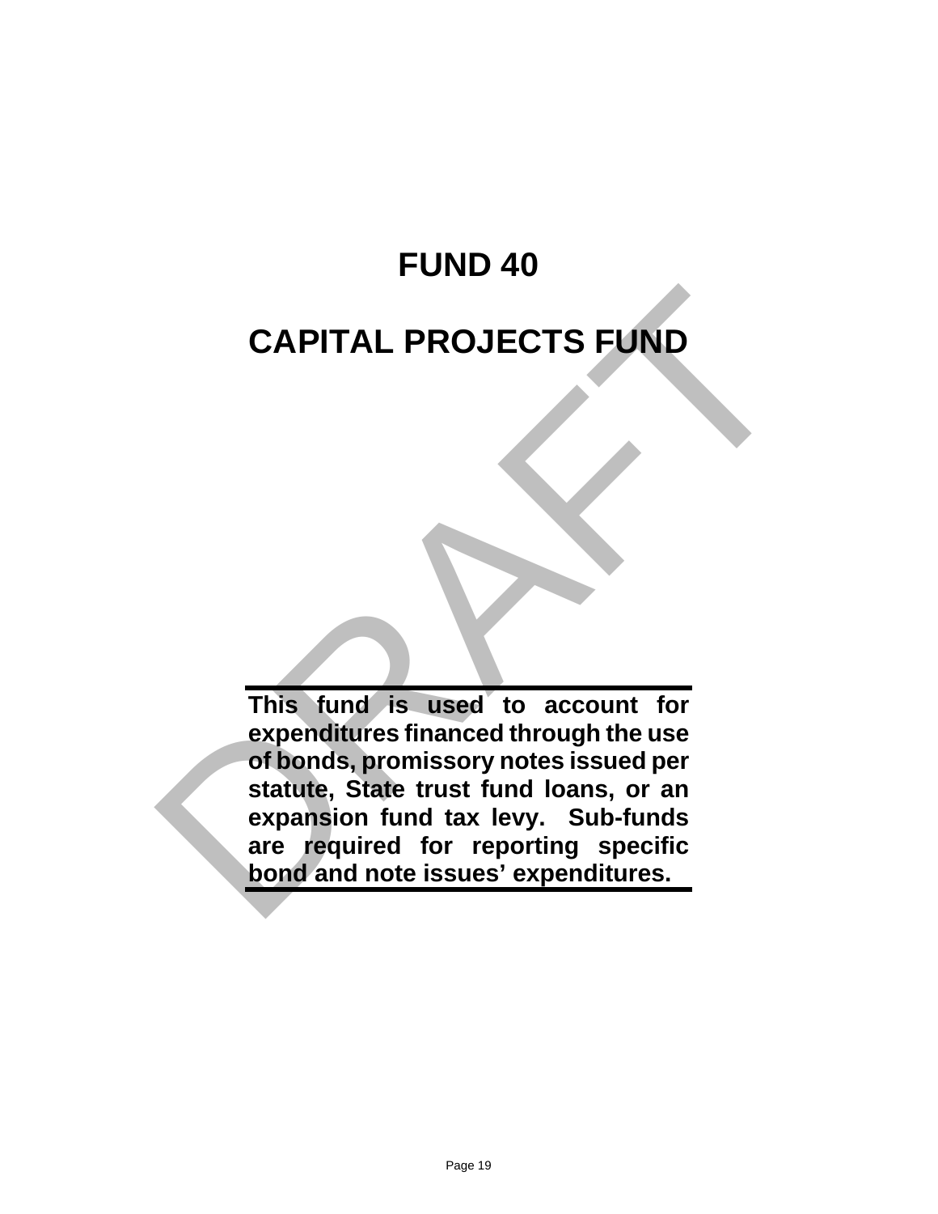# FUND 40

# CAPITAL PROJECTS FUND

**This fund is used to account for expenditures financed through the use of bonds, promissory notes issued per statute, State trust fund loans, or an expansion fund tax levy. Sub-funds are required for reporting specific bond and note issues' expenditures.**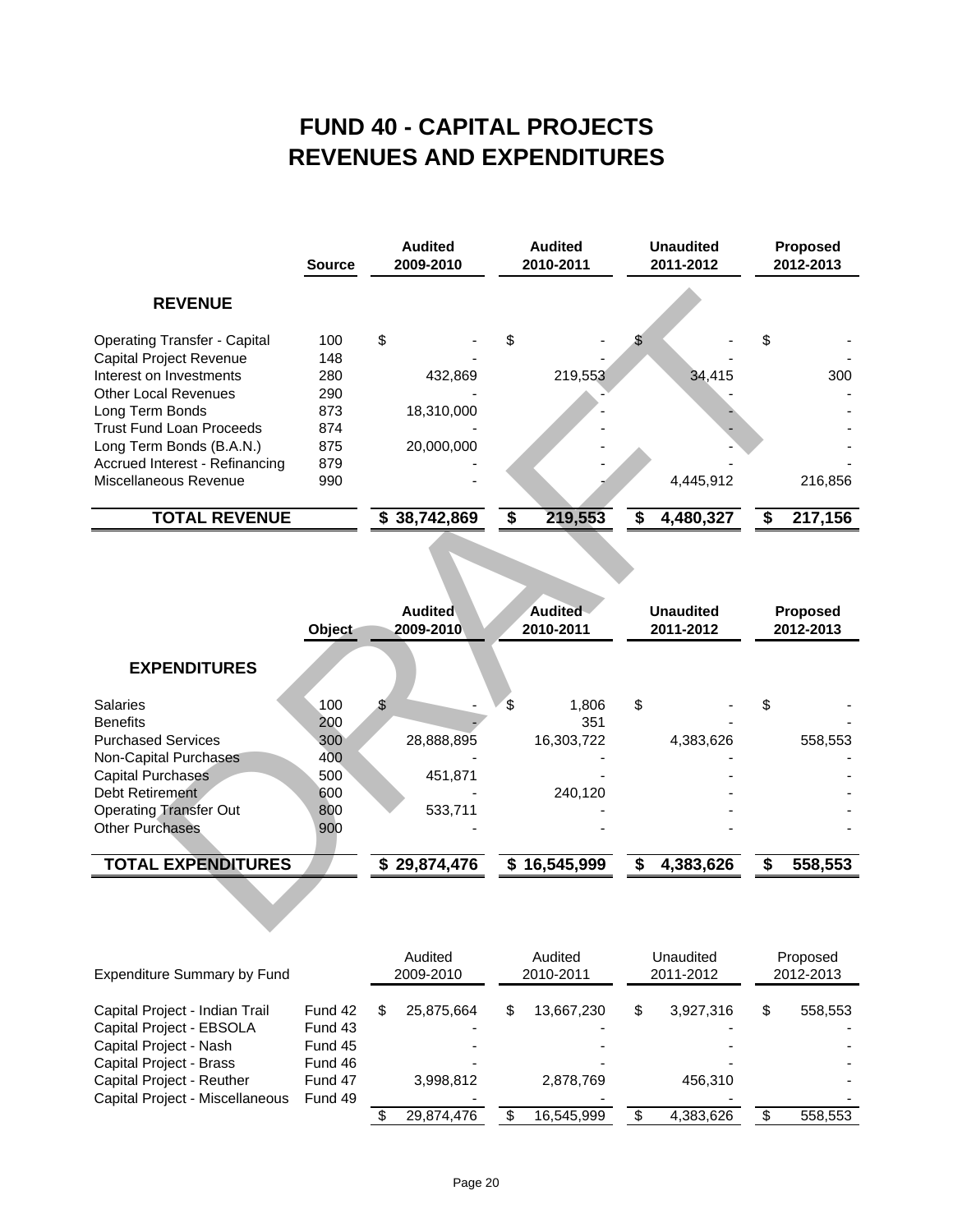# FUND 40 - CAPITAL PROJECTS
# REVENUES AND EXPENDITURES

| | Source | Audited 2009-2010 | Audited 2010-2011 | Unaudited 2011-2012 | Proposed 2012-2013 |
|---|---|---|---|---|---|
| **REVENUE** | | | | | |
| Operating Transfer - Capital | 100 | $ - | $ - | $ - | $ - |
| Capital Project Revenue | 148 | - | - | - | - |
| Interest on Investments | 280 | 432,869 | 219,553 | 34,415 | 300 |
| Other Local Revenues | 290 | - | - | - | - |
| Long Term Bonds | 873 | 18,310,000 | - | - | - |
| Trust Fund Loan Proceeds | 874 | - | - | - | - |
| Long Term Bonds (B.A.N.) | 875 | 20,000,000 | - | - | - |
| Accrued Interest - Refinancing | 879 | - | - | - | - |
| Miscellaneous Revenue | 990 | - | - | 4,445,912 | 216,856 |
| **TOTAL REVENUE** | | **$ 38,742,869** | **$ 219,553** | **$ 4,480,327** | **$ 217,156** |

| | Object | Audited 2009-2010 | Audited 2010-2011 | Unaudited 2011-2012 | Proposed 2012-2013 |
|---|---|---|---|---|---|
| **EXPENDITURES** | | | | | |
| Salaries | 100 | $ - | $ 1,806 | $ - | $ - |
| Benefits | 200 | - | 351 | - | - |
| Purchased Services | 300 | 28,888,895 | 16,303,722 | 4,383,626 | 558,553 |
| Non-Capital Purchases | 400 | - | - | - | - |
| Capital Purchases | 500 | 451,871 | - | - | - |
| Debt Retirement | 600 | - | 240,120 | - | - |
| Operating Transfer Out | 800 | 533,711 | - | - | - |
| Other Purchases | 900 | - | - | - | - |
| **TOTAL EXPENDITURES** | | **$ 29,874,476** | **$ 16,545,999** | **$ 4,383,626** | **$ 558,553** |

| Expenditure Summary by Fund | | Audited 2009-2010 | Audited 2010-2011 | Unaudited 2011-2012 | Proposed 2012-2013 |
|---|---|---|---|---|---|
| Capital Project - Indian Trail | Fund 42 | $ 25,875,664 | $ 13,667,230 | $ 3,927,316 | $ 558,553 |
| Capital Project - EBSOLA | Fund 43 | - | - | - | - |
| Capital Project - Nash | Fund 45 | - | - | - | - |
| Capital Project - Brass | Fund 46 | - | - | - | - |
| Capital Project - Reuther | Fund 47 | 3,998,812 | 2,878,769 | 456,310 | - |
| Capital Project - Miscellaneous | Fund 49 | - | - | - | - |
| | | $ 29,874,476 | $ 16,545,999 | $ 4,383,626 | $ 558,553 |

DRAFT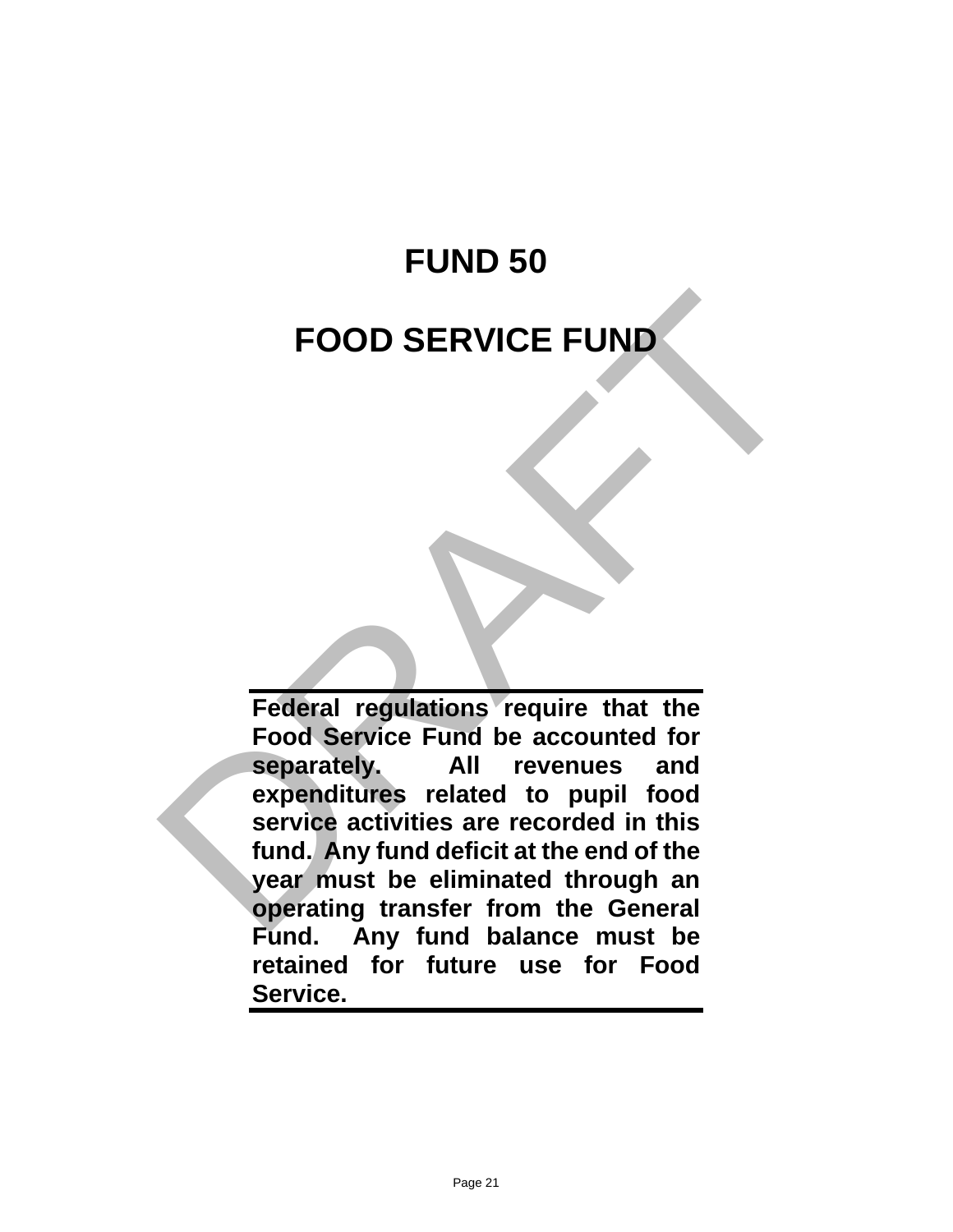# FUND 50

# FOOD SERVICE FUND

**Federal regulations require that the Food Service Fund be accounted for separately. All revenues and expenditures related to pupil food service activities are recorded in this fund. Any fund deficit at the end of the year must be eliminated through an operating transfer from the General Fund. Any fund balance must be retained for future use for Food Service.**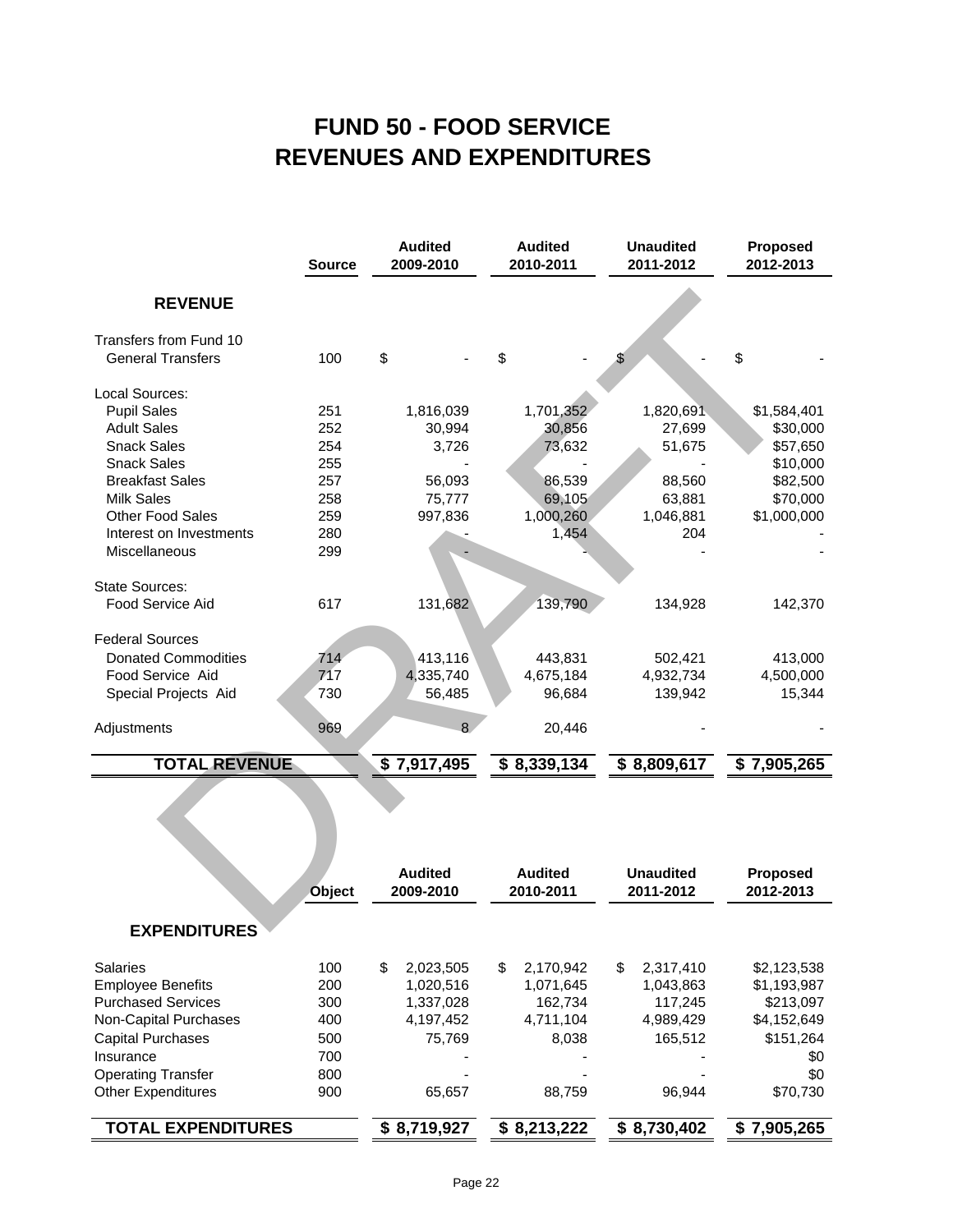# FUND 50 - FOOD SERVICE
# REVENUES AND EXPENDITURES

DRAFT

| | Source | Audited 2009-2010 | Audited 2010-2011 | Unaudited 2011-2012 | Proposed 2012-2013 |
|---|---|---|---|---|---|
| **REVENUE** | | | | | |
| Transfers from Fund 10 | | | | | |
| General Transfers | 100 | $ - | $ - | $ - | $ - |
| Local Sources: | | | | | |
| Pupil Sales | 251 | 1,816,039 | 1,701,352 | 1,820,691 | $1,584,401 |
| Adult Sales | 252 | 30,994 | 30,856 | 27,699 | $30,000 |
| Snack Sales | 254 | 3,726 | 73,632 | 51,675 | $57,650 |
| Snack Sales | 255 | - | - | - | $10,000 |
| Breakfast Sales | 257 | 56,093 | 86,539 | 88,560 | $82,500 |
| Milk Sales | 258 | 75,777 | 69,105 | 63,881 | $70,000 |
| Other Food Sales | 259 | 997,836 | 1,000,260 | 1,046,881 | $1,000,000 |
| Interest on Investments | 280 | - | 1,454 | 204 | - |
| Miscellaneous | 299 | - | - | - | - |
| State Sources: | | | | | |
| Food Service Aid | 617 | 131,682 | 139,790 | 134,928 | 142,370 |
| Federal Sources | | | | | |
| Donated Commodities | 714 | 413,116 | 443,831 | 502,421 | 413,000 |
| Food Service Aid | 717 | 4,335,740 | 4,675,184 | 4,932,734 | 4,500,000 |
| Special Projects Aid | 730 | 56,485 | 96,684 | 139,942 | 15,344 |
| Adjustments | 969 | 8 | 20,446 | - | - |
| **TOTAL REVENUE** | | **$ 7,917,495** | **$ 8,339,134** | **$ 8,809,617** | **$ 7,905,265** |

| | Object | Audited 2009-2010 | Audited 2010-2011 | Unaudited 2011-2012 | Proposed 2012-2013 |
|---|---|---|---|---|---|
| **EXPENDITURES** | | | | | |
| Salaries | 100 | $ 2,023,505 | $ 2,170,942 | $ 2,317,410 | $2,123,538 |
| Employee Benefits | 200 | 1,020,516 | 1,071,645 | 1,043,863 | $1,193,987 |
| Purchased Services | 300 | 1,337,028 | 162,734 | 117,245 | $213,097 |
| Non-Capital Purchases | 400 | 4,197,452 | 4,711,104 | 4,989,429 | $4,152,649 |
| Capital Purchases | 500 | 75,769 | 8,038 | 165,512 | $151,264 |
| Insurance | 700 | - | - | - | $0 |
| Operating Transfer | 800 | - | - | - | $0 |
| Other Expenditures | 900 | 65,657 | 88,759 | 96,944 | $70,730 |
| **TOTAL EXPENDITURES** | | **$ 8,719,927** | **$ 8,213,222** | **$ 8,730,402** | **$ 7,905,265** |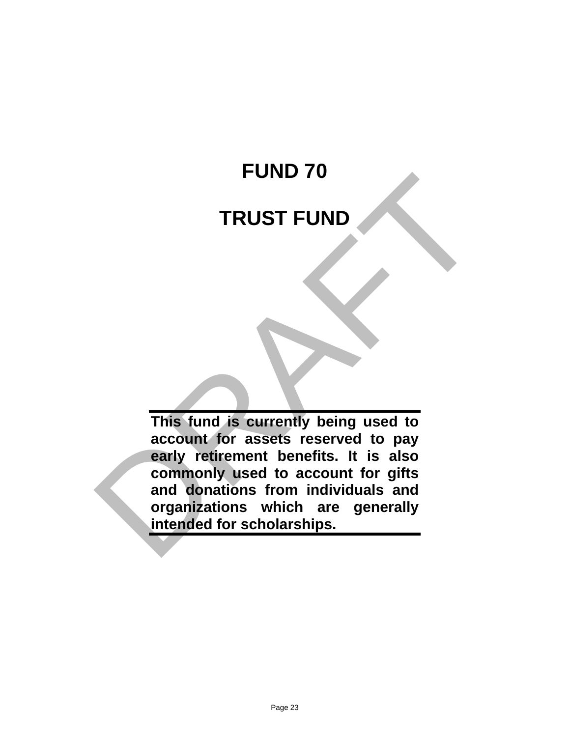# FUND 70

# TRUST FUND

**This fund is currently being used to account for assets reserved to pay early retirement benefits. It is also commonly used to account for gifts and donations from individuals and organizations which are generally intended for scholarships.**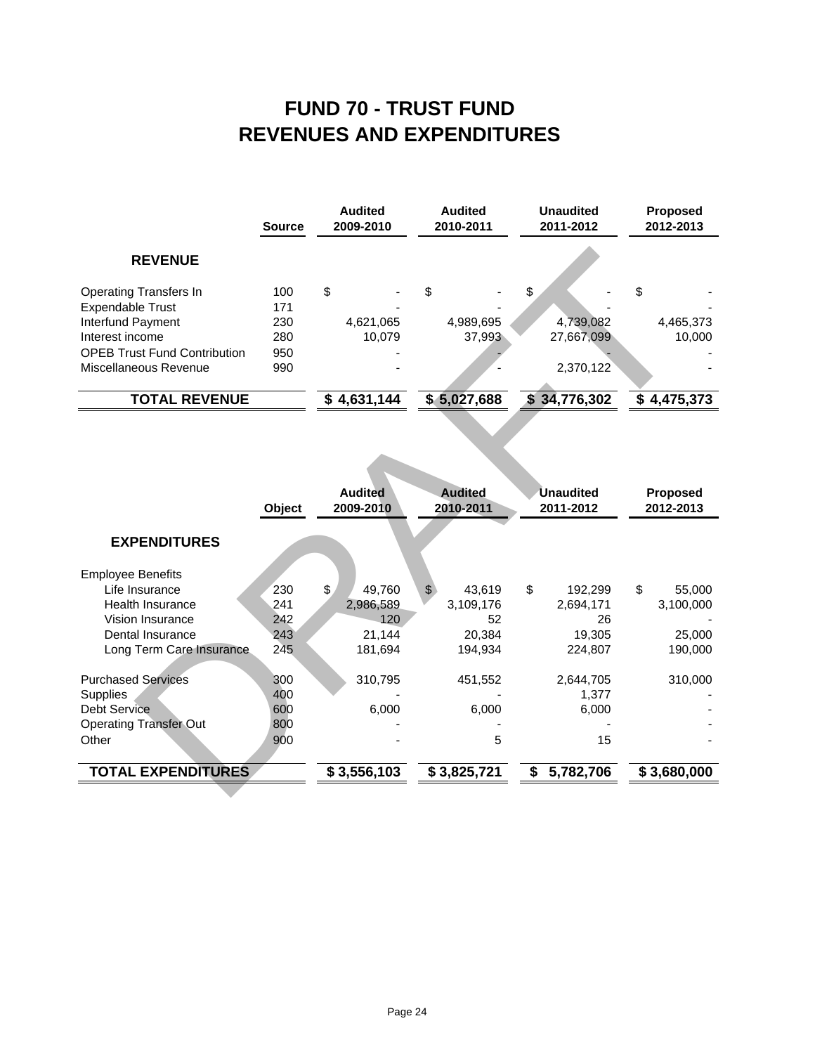# FUND 70 - TRUST FUND
# REVENUES AND EXPENDITURES

| | Source | Audited 2009-2010 | Audited 2010-2011 | Unaudited 2011-2012 | Proposed 2012-2013 |
|---|---|---|---|---|---|
| **REVENUE** | | | | | |
| Operating Transfers In | 100 | $ - | $ - | $ - | $ - |
| Expendable Trust | 171 | - | - | - | - |
| Interfund Payment | 230 | 4,621,065 | 4,989,695 | 4,739,082 | 4,465,373 |
| Interest income | 280 | 10,079 | 37,993 | 27,667,099 | 10,000 |
| OPEB Trust Fund Contribution | 950 | - | - | - | - |
| Miscellaneous Revenue | 990 | - | - | 2,370,122 | - |
| **TOTAL REVENUE** | | **$ 4,631,144** | **$ 5,027,688** | **$ 34,776,302** | **$ 4,475,373** |

| | Object | Audited 2009-2010 | Audited 2010-2011 | Unaudited 2011-2012 | Proposed 2012-2013 |
|---|---|---|---|---|---|
| **EXPENDITURES** | | | | | |
| Employee Benefits | | | | | |
| Life Insurance | 230 | $ 49,760 | $ 43,619 | $ 192,299 | $ 55,000 |
| Health Insurance | 241 | 2,986,589 | 3,109,176 | 2,694,171 | 3,100,000 |
| Vision Insurance | 242 | 120 | 52 | 26 | - |
| Dental Insurance | 243 | 21,144 | 20,384 | 19,305 | 25,000 |
| Long Term Care Insurance | 245 | 181,694 | 194,934 | 224,807 | 190,000 |
| Purchased Services | 300 | 310,795 | 451,552 | 2,644,705 | 310,000 |
| Supplies | 400 | - | - | 1,377 | - |
| Debt Service | 600 | 6,000 | 6,000 | 6,000 | - |
| Operating Transfer Out | 800 | - | - | - | - |
| Other | 900 | - | 5 | 15 | - |
| **TOTAL EXPENDITURES** | | **$ 3,556,103** | **$ 3,825,721** | **$ 5,782,706** | **$ 3,680,000** |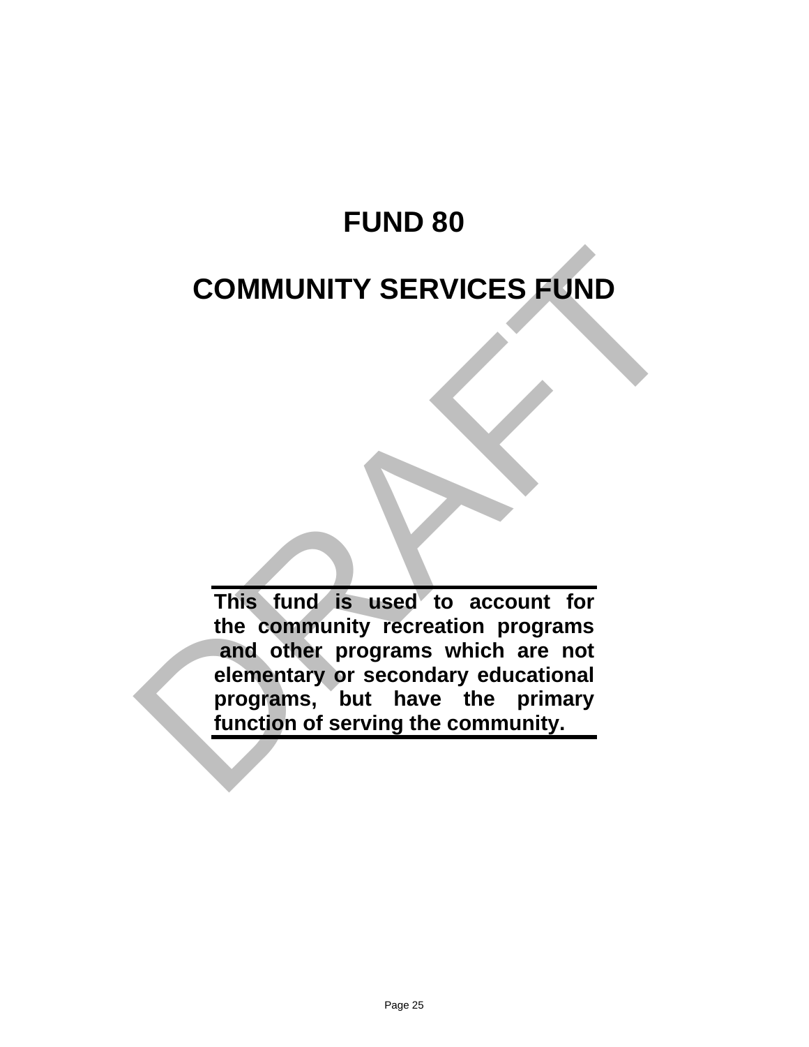# FUND 80

# COMMUNITY SERVICES FUND

**This fund is used to account for the community recreation programs and other programs which are not elementary or secondary educational programs, but have the primary function of serving the community.**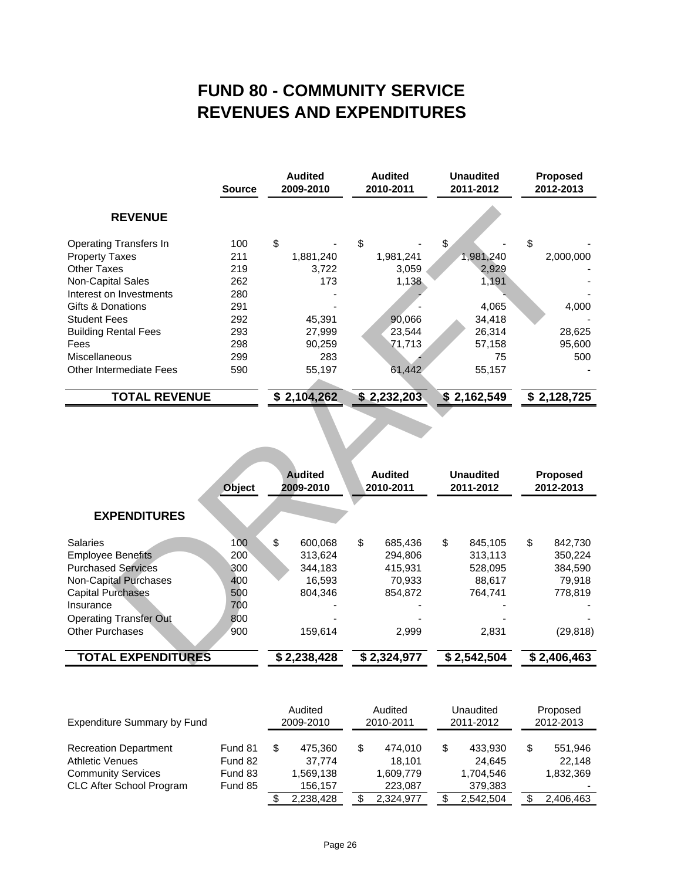# FUND 80 - COMMUNITY SERVICE
# REVENUES AND EXPENDITURES

| | Source | Audited 2009-2010 | Audited 2010-2011 | Unaudited 2011-2012 | Proposed 2012-2013 |
|---|---|---|---|---|---|
| **REVENUE** | | | | | |
| Operating Transfers In | 100 | $ - | $ - | $ - | $ - |
| Property Taxes | 211 | 1,881,240 | 1,981,241 | 1,981,240 | 2,000,000 |
| Other Taxes | 219 | 3,722 | 3,059 | 2,929 | - |
| Non-Capital Sales | 262 | 173 | 1,138 | 1,191 | - |
| Interest on Investments | 280 | - | - | - | - |
| Gifts & Donations | 291 | - | - | 4,065 | 4,000 |
| Student Fees | 292 | 45,391 | 90,066 | 34,418 | - |
| Building Rental Fees | 293 | 27,999 | 23,544 | 26,314 | 28,625 |
| Fees | 298 | 90,259 | 71,713 | 57,158 | 95,600 |
| Miscellaneous | 299 | 283 | - | 75 | 500 |
| Other Intermediate Fees | 590 | 55,197 | 61,442 | 55,157 | - |
| **TOTAL REVENUE** | | **$ 2,104,262** | **$ 2,232,203** | **$ 2,162,549** | **$ 2,128,725** |

| | Object | Audited 2009-2010 | Audited 2010-2011 | Unaudited 2011-2012 | Proposed 2012-2013 |
|---|---|---|---|---|---|
| **EXPENDITURES** | | | | | |
| Salaries | 100 | $ 600,068 | $ 685,436 | $ 845,105 | $ 842,730 |
| Employee Benefits | 200 | 313,624 | 294,806 | 313,113 | 350,224 |
| Purchased Services | 300 | 344,183 | 415,931 | 528,095 | 384,590 |
| Non-Capital Purchases | 400 | 16,593 | 70,933 | 88,617 | 79,918 |
| Capital Purchases | 500 | 804,346 | 854,872 | 764,741 | 778,819 |
| Insurance | 700 | - | - | - | - |
| Operating Transfer Out | 800 | - | - | - | - |
| Other Purchases | 900 | 159,614 | 2,999 | 2,831 | (29,818) |
| **TOTAL EXPENDITURES** | | **$ 2,238,428** | **$ 2,324,977** | **$ 2,542,504** | **$ 2,406,463** |

| Expenditure Summary by Fund | | Audited 2009-2010 | Audited 2010-2011 | Unaudited 2011-2012 | Proposed 2012-2013 |
|---|---|---|---|---|---|
| Recreation Department | Fund 81 | $ 475,360 | $ 474,010 | $ 433,930 | $ 551,946 |
| Athletic Venues | Fund 82 | 37,774 | 18,101 | 24,645 | 22,148 |
| Community Services | Fund 83 | 1,569,138 | 1,609,779 | 1,704,546 | 1,832,369 |
| CLC After School Program | Fund 85 | 156,157 | 223,087 | 379,383 | - |
| | | $ 2,238,428 | $ 2,324,977 | $ 2,542,504 | $ 2,406,463 |